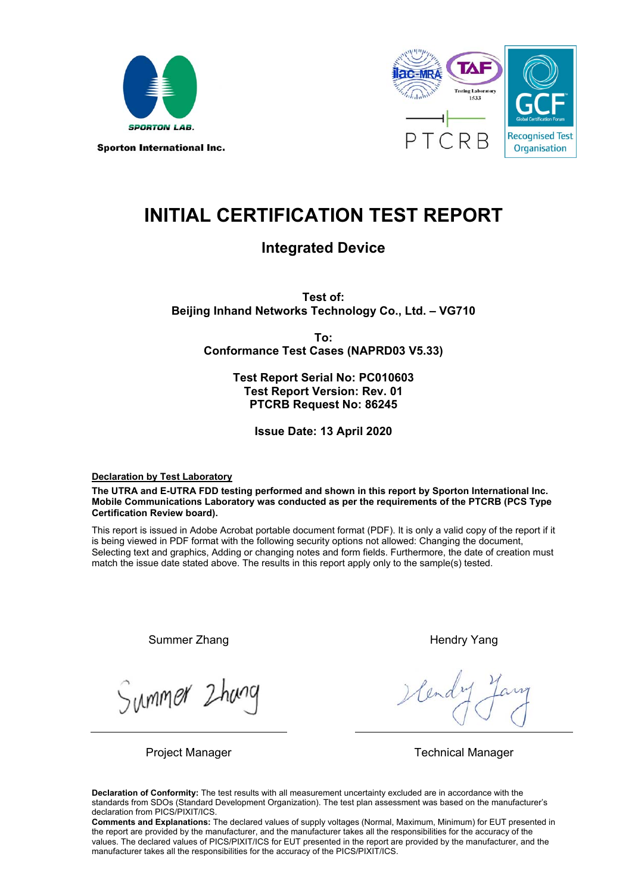SPORTON LAB.

**Sporton International Inc.**

# INITIAL CERTIFICATION TEST REPORT

## Integrated Device

**Test of:**
**Beijing Inhand Networks Technology Co., Ltd. – VG710**

**To:**
**Conformance Test Cases (NAPRD03 V5.33)**

**Test Report Serial No: PC010603**
**Test Report Version: Rev. 01**
**PTCRB Request No: 86245**

**Issue Date: 13 April 2020**

**Declaration by Test Laboratory**

**The UTRA and E-UTRA FDD testing performed and shown in this report by Sporton International Inc. Mobile Communications Laboratory was conducted as per the requirements of the PTCRB (PCS Type Certification Review board).**

This report is issued in Adobe Acrobat portable document format (PDF). It is only a valid copy of the report if it is being viewed in PDF format with the following security options not allowed: Changing the document, Selecting text and graphics, Adding or changing notes and form fields. Furthermore, the date of creation must match the issue date stated above. The results in this report apply only to the sample(s) tested.

| Summer Zhang | Hendry Yang |
|---|---|
| Project Manager | Technical Manager |

**Declaration of Conformity:** The test results with all measurement uncertainty excluded are in accordance with the standards from SDOs (Standard Development Organization). The test plan assessment was based on the manufacturer's declaration from PICS/PIXIT/ICS.

**Comments and Explanations:** The declared values of supply voltages (Normal, Maximum, Minimum) for EUT presented in the report are provided by the manufacturer, and the manufacturer takes all the responsibilities for the accuracy of the values. The declared values of PICS/PIXIT/ICS for EUT presented in the report are provided by the manufacturer, and the manufacturer takes all the responsibilities for the accuracy of the PICS/PIXIT/ICS.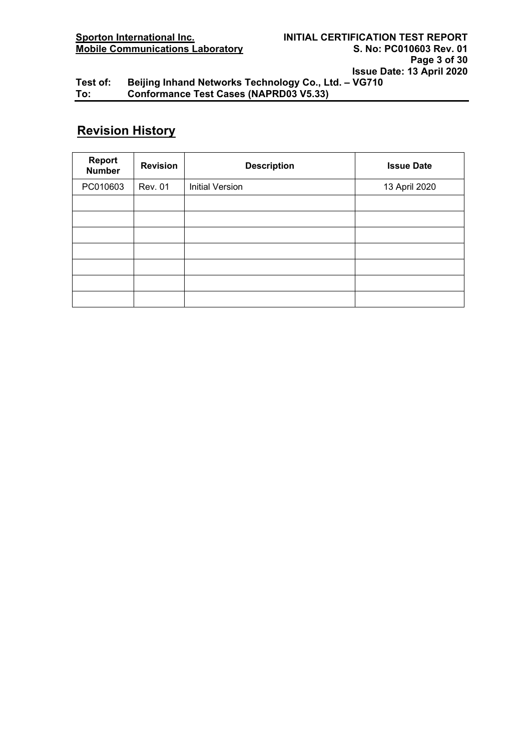## Revision History

| Report Number | Revision | Description | Issue Date |
|---|---|---|---|
| PC010603 | Rev. 01 | Initial Version | 13 April 2020 |
| | | | |
| | | | |
| | | | |
| | | | |
| | | | |
| | | | |
| | | | |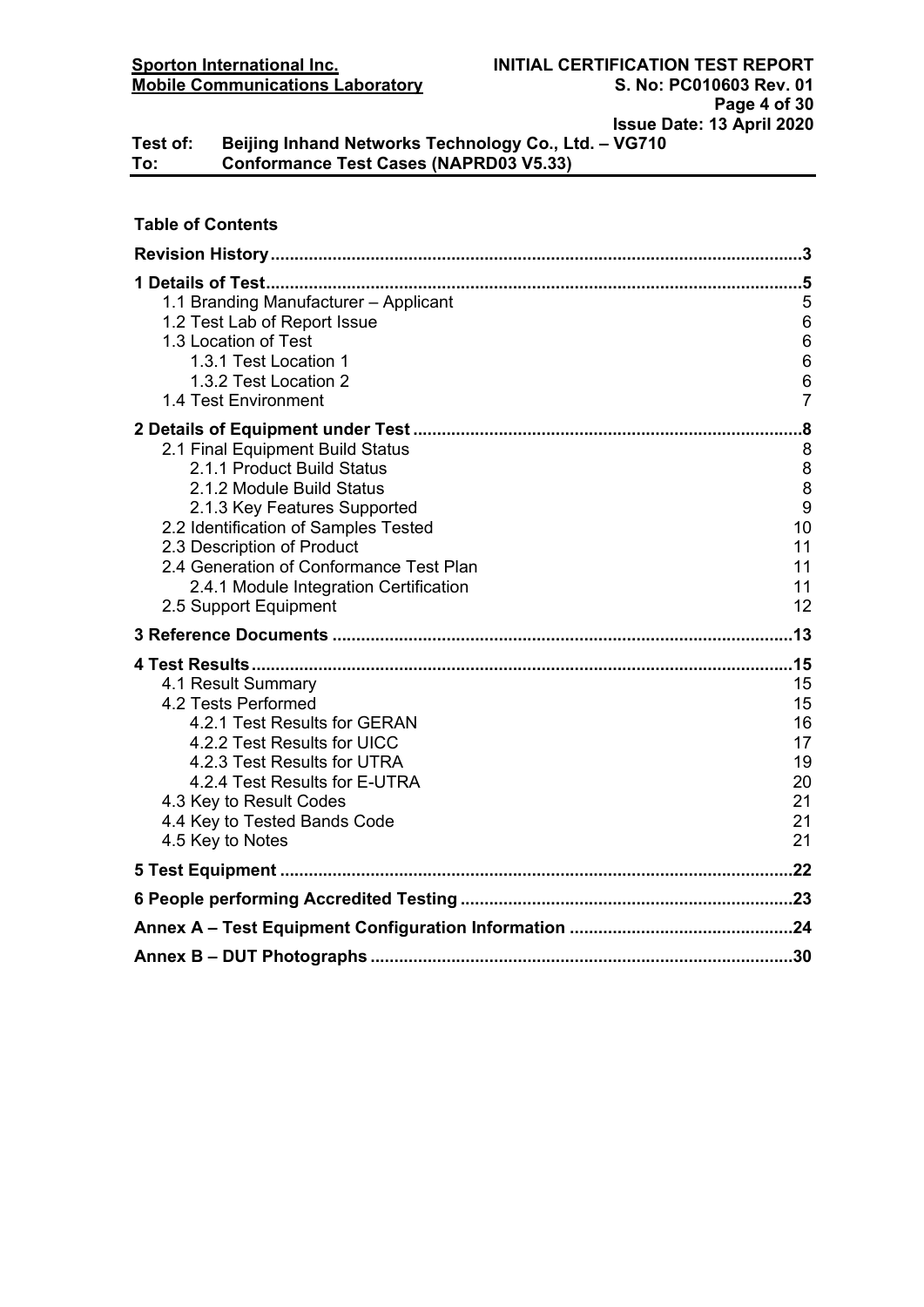**Table of Contents**

| | |
|---|---|
| **Revision History** | **3** |
| **1 Details of Test** | **5** |
| 1.1 Branding Manufacturer – Applicant | 5 |
| 1.2 Test Lab of Report Issue | 6 |
| 1.3 Location of Test | 6 |
| 1.3.1 Test Location 1 | 6 |
| 1.3.2 Test Location 2 | 6 |
| 1.4 Test Environment | 7 |
| **2 Details of Equipment under Test** | **8** |
| 2.1 Final Equipment Build Status | 8 |
| 2.1.1 Product Build Status | 8 |
| 2.1.2 Module Build Status | 8 |
| 2.1.3 Key Features Supported | 9 |
| 2.2 Identification of Samples Tested | 10 |
| 2.3 Description of Product | 11 |
| 2.4 Generation of Conformance Test Plan | 11 |
| 2.4.1 Module Integration Certification | 11 |
| 2.5 Support Equipment | 12 |
| **3 Reference Documents** | **13** |
| **4 Test Results** | **15** |
| 4.1 Result Summary | 15 |
| 4.2 Tests Performed | 15 |
| 4.2.1 Test Results for GERAN | 16 |
| 4.2.2 Test Results for UICC | 17 |
| 4.2.3 Test Results for UTRA | 19 |
| 4.2.4 Test Results for E-UTRA | 20 |
| 4.3 Key to Result Codes | 21 |
| 4.4 Key to Tested Bands Code | 21 |
| 4.5 Key to Notes | 21 |
| **5 Test Equipment** | **22** |
| **6 People performing Accredited Testing** | **23** |
| **Annex A – Test Equipment Configuration Information** | **24** |
| **Annex B – DUT Photographs** | **30** |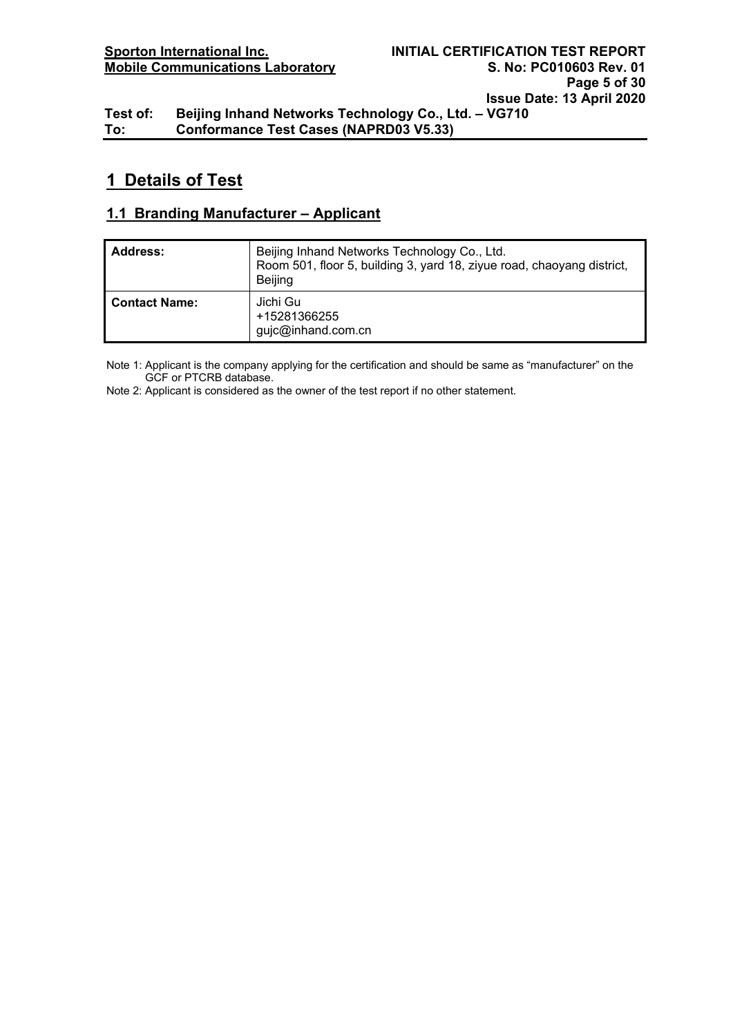# 1 Details of Test

## 1.1 Branding Manufacturer – Applicant

| Address: | Beijing Inhand Networks Technology Co., Ltd.<br>Room 501, floor 5, building 3, yard 18, ziyue road, chaoyang district, Beijing |
|---|---|
| Contact Name: | Jichi Gu<br>+15281366255<br>gujc@inhand.com.cn |

Note 1: Applicant is the company applying for the certification and should be same as "manufacturer" on the GCF or PTCRB database.

Note 2: Applicant is considered as the owner of the test report if no other statement.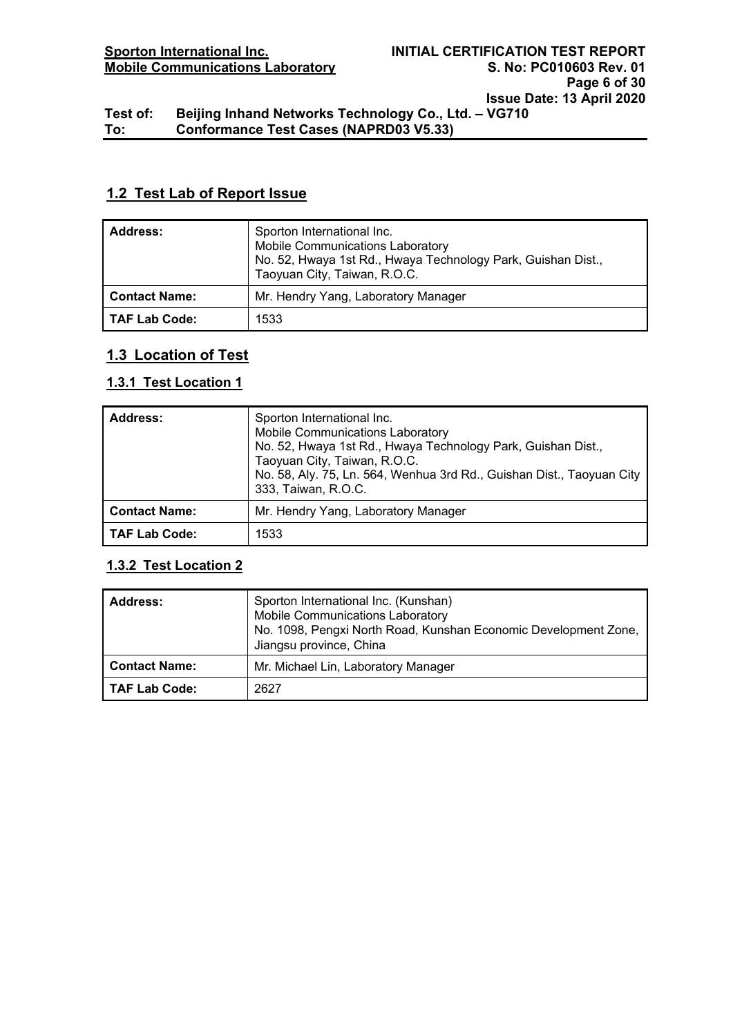## 1.2 Test Lab of Report Issue

| **Address:** | Sporton International Inc.<br>Mobile Communications Laboratory<br>No. 52, Hwaya 1st Rd., Hwaya Technology Park, Guishan Dist., Taoyuan City, Taiwan, R.O.C. |
|---|---|
| **Contact Name:** | Mr. Hendry Yang, Laboratory Manager |
| **TAF Lab Code:** | 1533 |

## 1.3 Location of Test

### 1.3.1 Test Location 1

| **Address:** | Sporton International Inc.<br>Mobile Communications Laboratory<br>No. 52, Hwaya 1st Rd., Hwaya Technology Park, Guishan Dist., Taoyuan City, Taiwan, R.O.C.<br>No. 58, Aly. 75, Ln. 564, Wenhua 3rd Rd., Guishan Dist., Taoyuan City 333, Taiwan, R.O.C. |
|---|---|
| **Contact Name:** | Mr. Hendry Yang, Laboratory Manager |
| **TAF Lab Code:** | 1533 |

### 1.3.2 Test Location 2

| **Address:** | Sporton International Inc. (Kunshan)<br>Mobile Communications Laboratory<br>No. 1098, Pengxi North Road, Kunshan Economic Development Zone, Jiangsu province, China |
|---|---|
| **Contact Name:** | Mr. Michael Lin, Laboratory Manager |
| **TAF Lab Code:** | 2627 |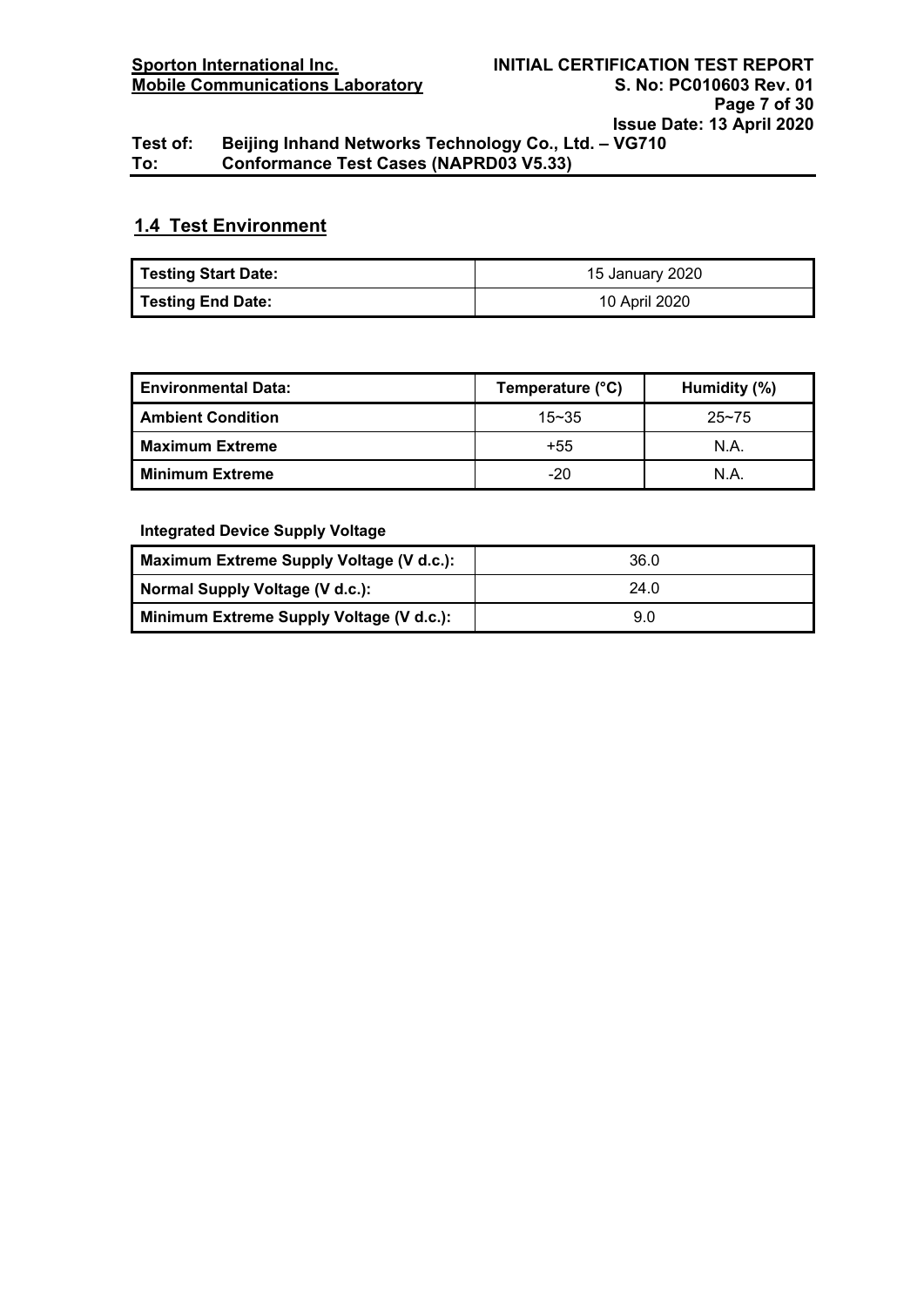## 1.4 Test Environment

| Testing Start Date: | 15 January 2020 |
|---|---|
| Testing End Date: | 10 April 2020 |

| Environmental Data: | Temperature (°C) | Humidity (%) |
|---|---|---|
| Ambient Condition | 15~35 | 25~75 |
| Maximum Extreme | +55 | N.A. |
| Minimum Extreme | -20 | N.A. |

**Integrated Device Supply Voltage**

| Maximum Extreme Supply Voltage (V d.c.): | 36.0 |
|---|---|
| Normal Supply Voltage (V d.c.): | 24.0 |
| Minimum Extreme Supply Voltage (V d.c.): | 9.0 |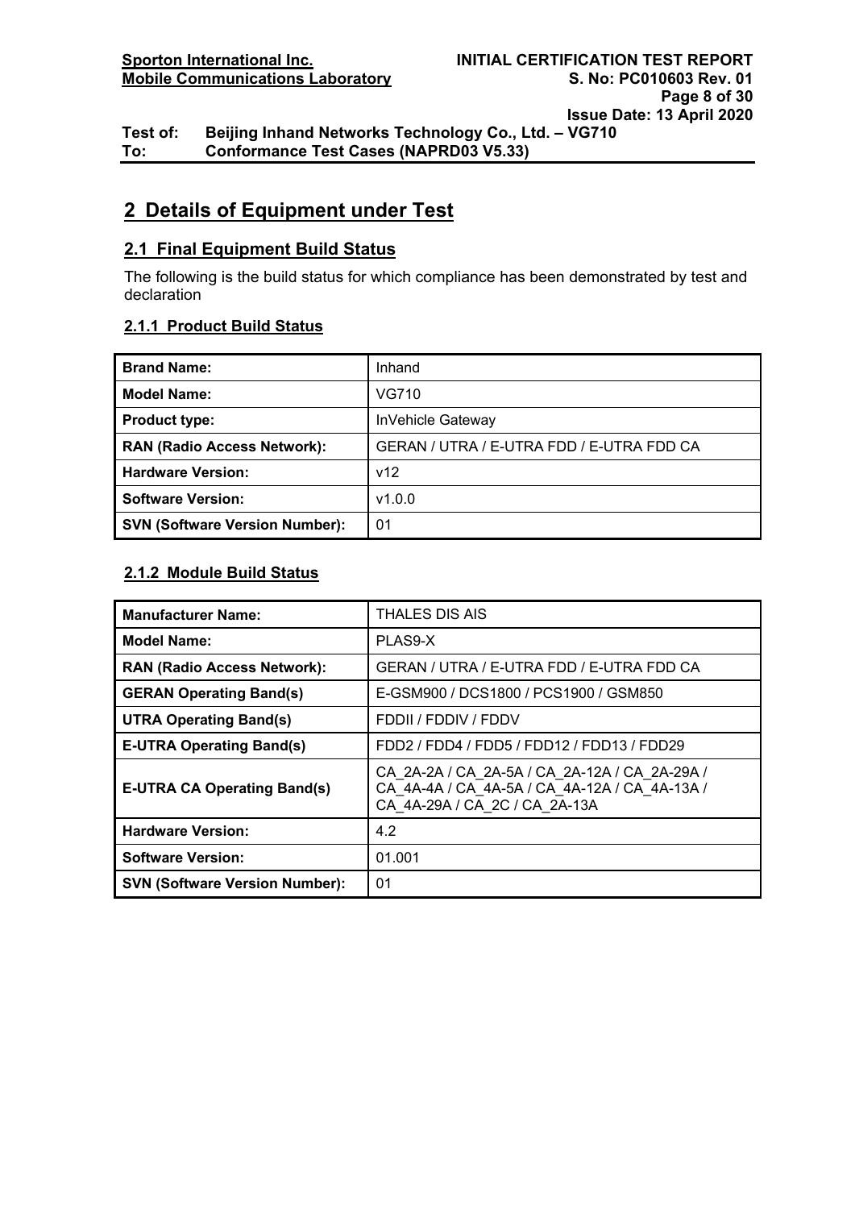# 2 Details of Equipment under Test

## 2.1 Final Equipment Build Status

The following is the build status for which compliance has been demonstrated by test and declaration

### 2.1.1 Product Build Status

| **Brand Name:** | Inhand |
|---|---|
| **Model Name:** | VG710 |
| **Product type:** | InVehicle Gateway |
| **RAN (Radio Access Network):** | GERAN / UTRA / E-UTRA FDD / E-UTRA FDD CA |
| **Hardware Version:** | v12 |
| **Software Version:** | v1.0.0 |
| **SVN (Software Version Number):** | 01 |

### 2.1.2 Module Build Status

| **Manufacturer Name:** | THALES DIS AIS |
|---|---|
| **Model Name:** | PLAS9-X |
| **RAN (Radio Access Network):** | GERAN / UTRA / E-UTRA FDD / E-UTRA FDD CA |
| **GERAN Operating Band(s)** | E-GSM900 / DCS1800 / PCS1900 / GSM850 |
| **UTRA Operating Band(s)** | FDDII / FDDIV / FDDV |
| **E-UTRA Operating Band(s)** | FDD2 / FDD4 / FDD5 / FDD12 / FDD13 / FDD29 |
| **E-UTRA CA Operating Band(s)** | CA_2A-2A / CA_2A-5A / CA_2A-12A / CA_2A-29A / CA_4A-4A / CA_4A-5A / CA_4A-12A / CA_4A-13A / CA_4A-29A / CA_2C / CA_2A-13A |
| **Hardware Version:** | 4.2 |
| **Software Version:** | 01.001 |
| **SVN (Software Version Number):** | 01 |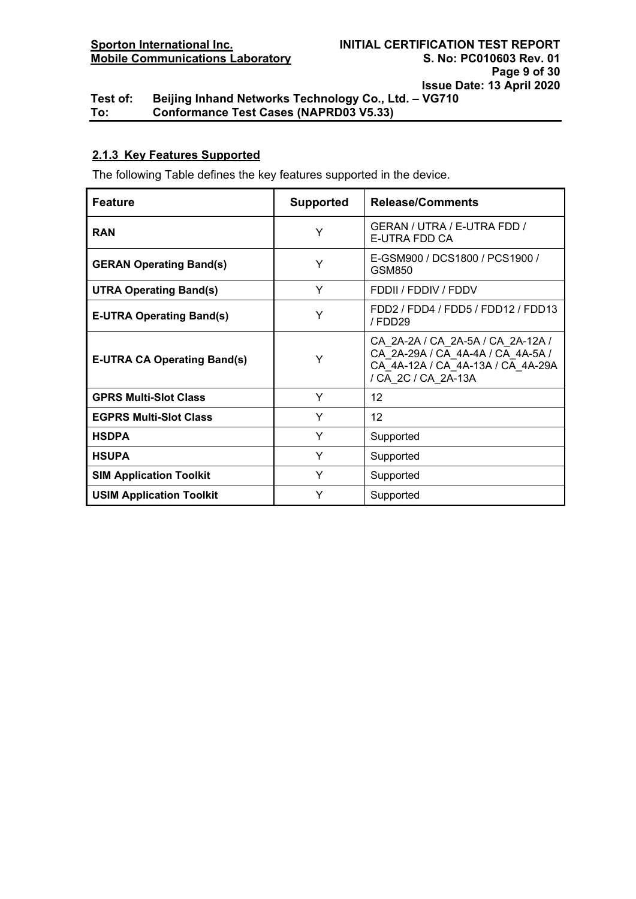### 2.1.3 Key Features Supported

The following Table defines the key features supported in the device.

| Feature | Supported | Release/Comments |
|---|---|---|
| **RAN** | Y | GERAN / UTRA / E-UTRA FDD / E-UTRA FDD CA |
| **GERAN Operating Band(s)** | Y | E-GSM900 / DCS1800 / PCS1900 / GSM850 |
| **UTRA Operating Band(s)** | Y | FDDII / FDDIV / FDDV |
| **E-UTRA Operating Band(s)** | Y | FDD2 / FDD4 / FDD5 / FDD12 / FDD13 / FDD29 |
| **E-UTRA CA Operating Band(s)** | Y | CA_2A-2A / CA_2A-5A / CA_2A-12A / CA_2A-29A / CA_4A-4A / CA_4A-5A / CA_4A-12A / CA_4A-13A / CA_4A-29A / CA_2C / CA_2A-13A |
| **GPRS Multi-Slot Class** | Y | 12 |
| **EGPRS Multi-Slot Class** | Y | 12 |
| **HSDPA** | Y | Supported |
| **HSUPA** | Y | Supported |
| **SIM Application Toolkit** | Y | Supported |
| **USIM Application Toolkit** | Y | Supported |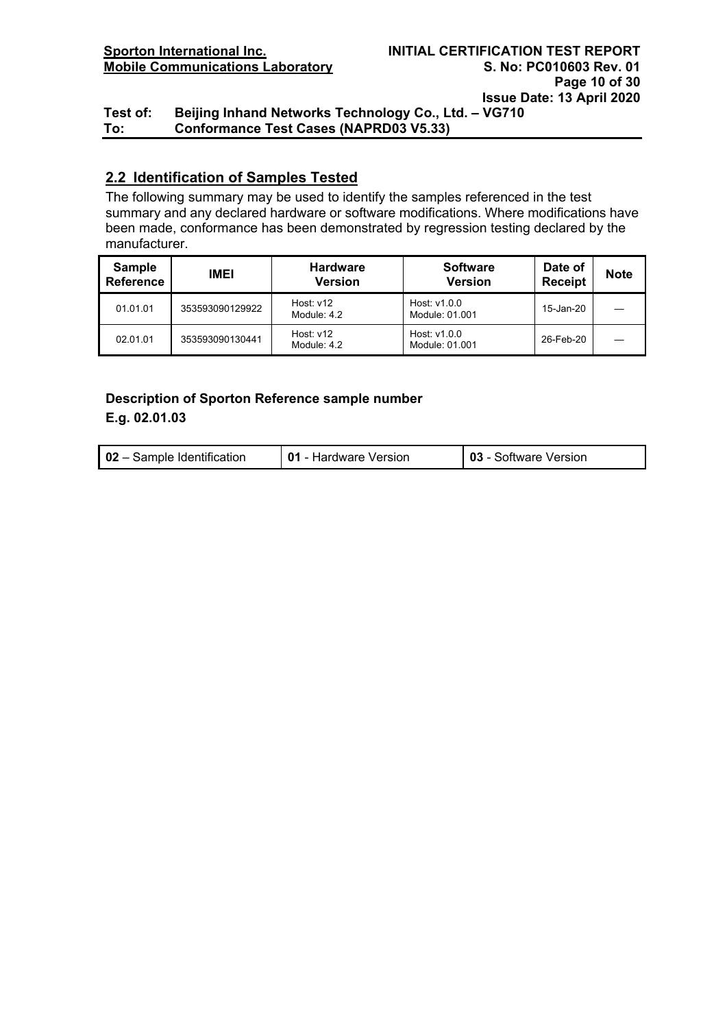## 2.2 Identification of Samples Tested

The following summary may be used to identify the samples referenced in the test summary and any declared hardware or software modifications. Where modifications have been made, conformance has been demonstrated by regression testing declared by the manufacturer.

| Sample Reference | IMEI | Hardware Version | Software Version | Date of Receipt | Note |
|---|---|---|---|---|---|
| 01.01.01 | 353593090129922 | Host: v12<br>Module: 4.2 | Host: v1.0.0<br>Module: 01.001 | 15-Jan-20 | — |
| 02.01.01 | 353593090130441 | Host: v12<br>Module: 4.2 | Host: v1.0.0<br>Module: 01.001 | 26-Feb-20 | — |

**Description of Sporton Reference sample number**

**E.g. 02.01.03**

| **02** – Sample Identification | **01** - Hardware Version | **03** - Software Version |
|---|---|---|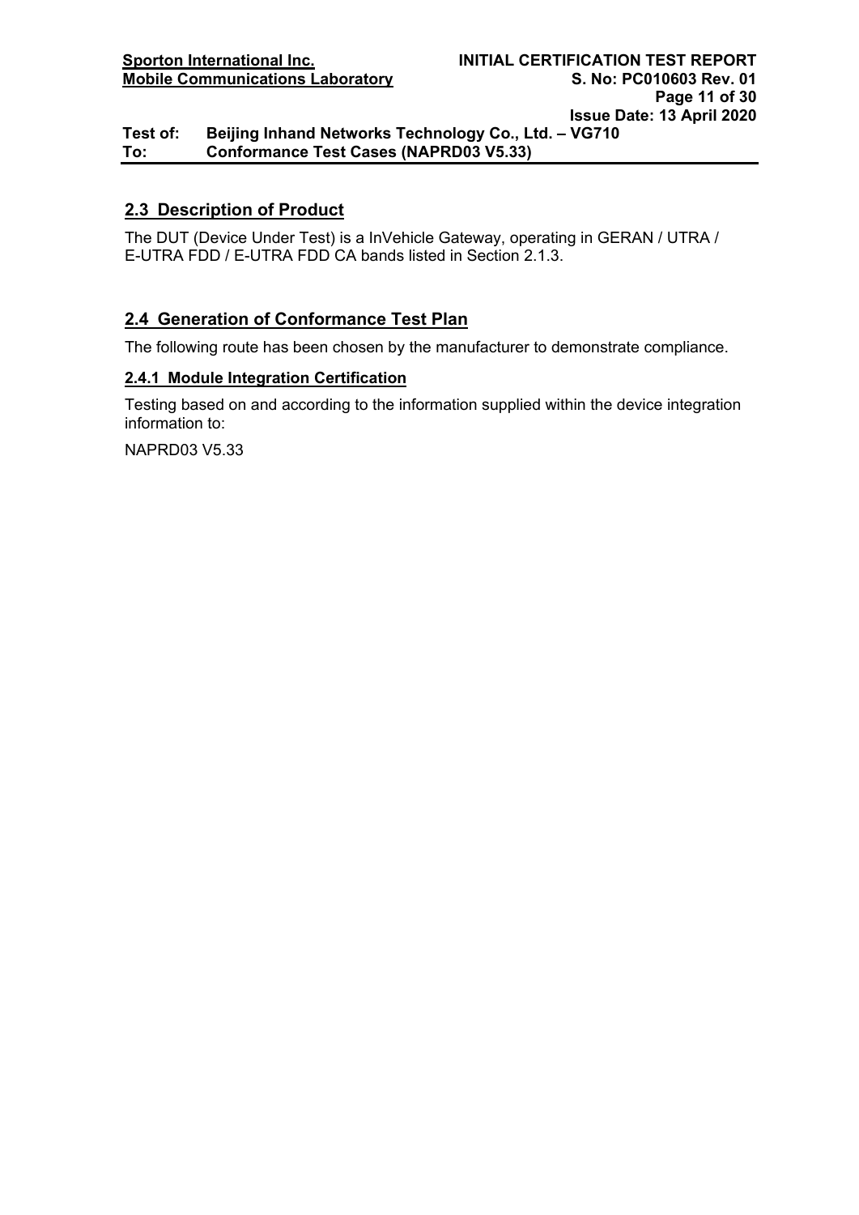## 2.3 Description of Product

The DUT (Device Under Test) is a InVehicle Gateway, operating in GERAN / UTRA / E-UTRA FDD / E-UTRA FDD CA bands listed in Section 2.1.3.

## 2.4 Generation of Conformance Test Plan

The following route has been chosen by the manufacturer to demonstrate compliance.

### 2.4.1 Module Integration Certification

Testing based on and according to the information supplied within the device integration information to:

NAPRD03 V5.33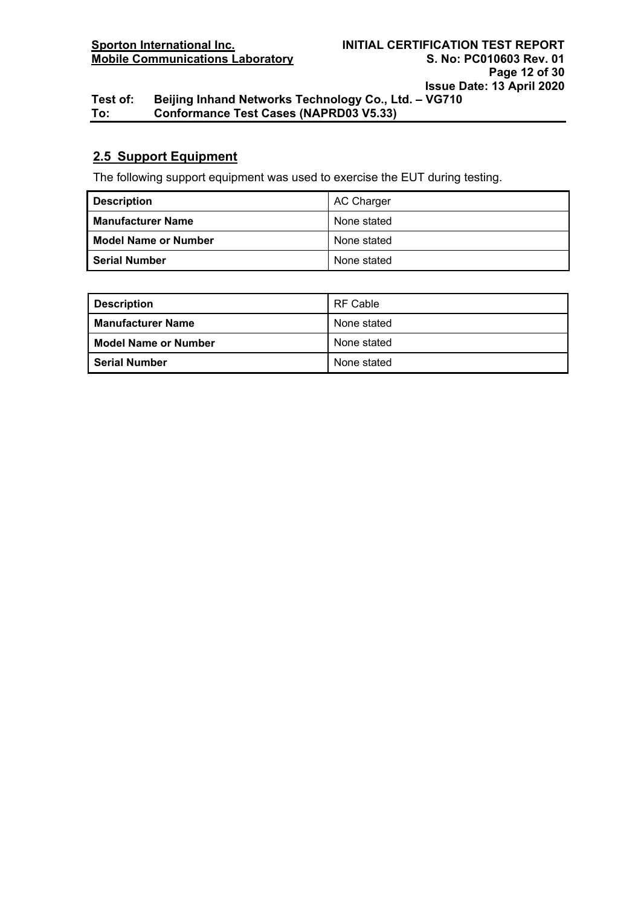## 2.5 Support Equipment

The following support equipment was used to exercise the EUT during testing.

| **Description** | AC Charger |
|---|---|
| **Manufacturer Name** | None stated |
| **Model Name or Number** | None stated |
| **Serial Number** | None stated |

| **Description** | RF Cable |
|---|---|
| **Manufacturer Name** | None stated |
| **Model Name or Number** | None stated |
| **Serial Number** | None stated |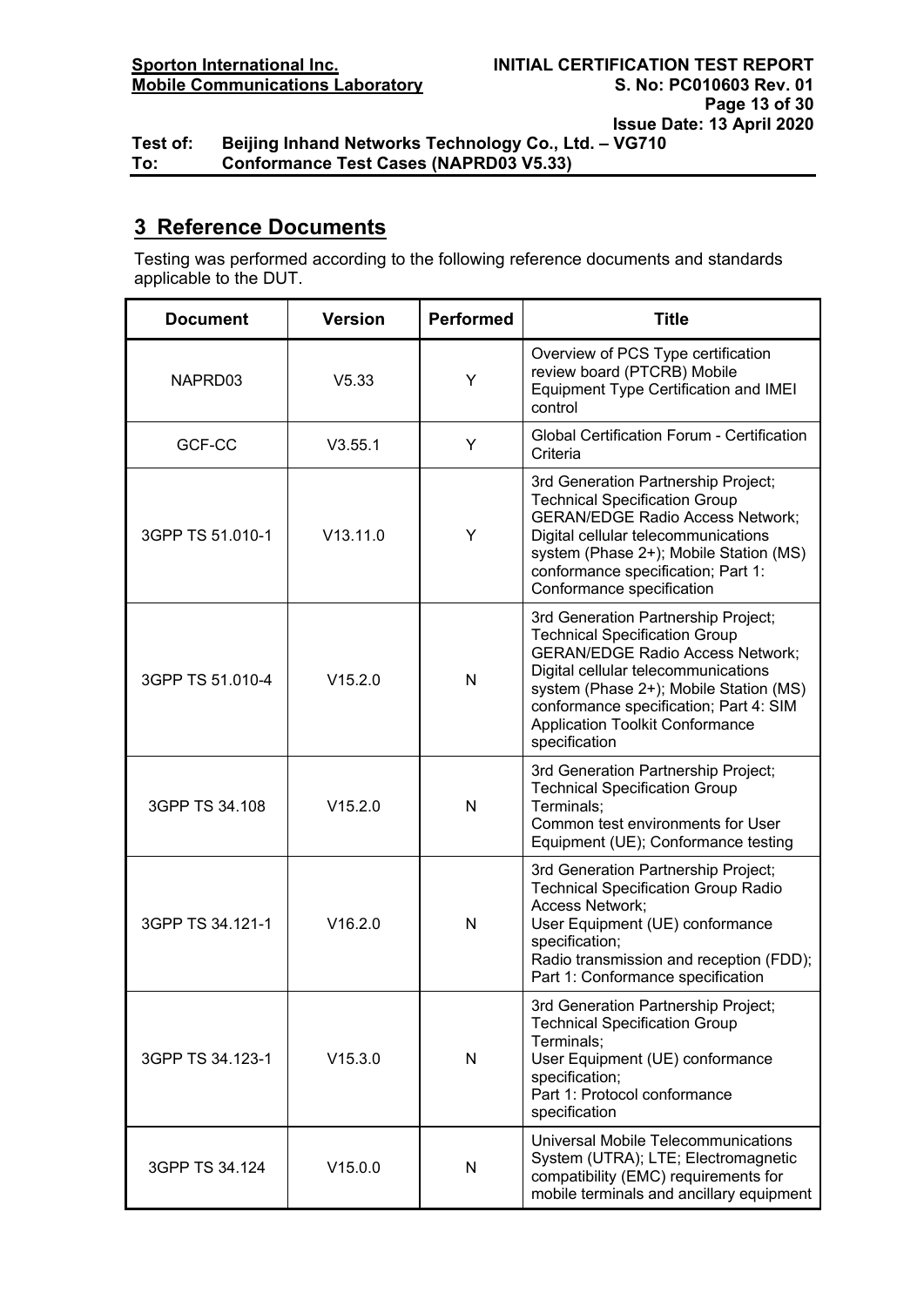## 3 Reference Documents

Testing was performed according to the following reference documents and standards applicable to the DUT.

| Document | Version | Performed | Title |
|---|---|---|---|
| NAPRD03 | V5.33 | Y | Overview of PCS Type certification review board (PTCRB) Mobile Equipment Type Certification and IMEI control |
| GCF-CC | V3.55.1 | Y | Global Certification Forum - Certification Criteria |
| 3GPP TS 51.010-1 | V13.11.0 | Y | 3rd Generation Partnership Project; Technical Specification Group GERAN/EDGE Radio Access Network; Digital cellular telecommunications system (Phase 2+); Mobile Station (MS) conformance specification; Part 1: Conformance specification |
| 3GPP TS 51.010-4 | V15.2.0 | N | 3rd Generation Partnership Project; Technical Specification Group GERAN/EDGE Radio Access Network; Digital cellular telecommunications system (Phase 2+); Mobile Station (MS) conformance specification; Part 4: SIM Application Toolkit Conformance specification |
| 3GPP TS 34.108 | V15.2.0 | N | 3rd Generation Partnership Project; Technical Specification Group Terminals; Common test environments for User Equipment (UE); Conformance testing |
| 3GPP TS 34.121-1 | V16.2.0 | N | 3rd Generation Partnership Project; Technical Specification Group Radio Access Network; User Equipment (UE) conformance specification; Radio transmission and reception (FDD); Part 1: Conformance specification |
| 3GPP TS 34.123-1 | V15.3.0 | N | 3rd Generation Partnership Project; Technical Specification Group Terminals; User Equipment (UE) conformance specification; Part 1: Protocol conformance specification |
| 3GPP TS 34.124 | V15.0.0 | N | Universal Mobile Telecommunications System (UTRA); LTE; Electromagnetic compatibility (EMC) requirements for mobile terminals and ancillary equipment |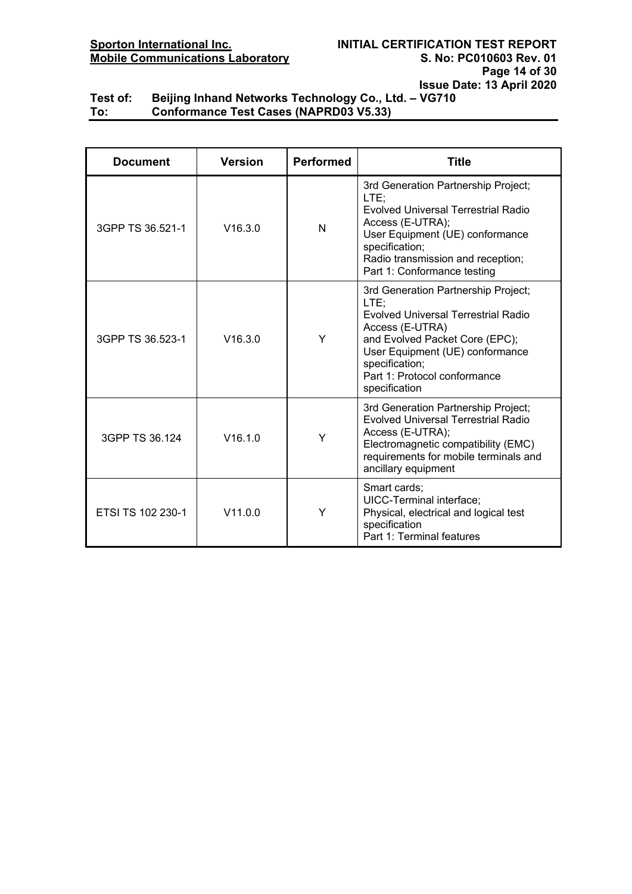| Document | Version | Performed | Title |
|---|---|---|---|
| 3GPP TS 36.521-1 | V16.3.0 | N | 3rd Generation Partnership Project; LTE; Evolved Universal Terrestrial Radio Access (E-UTRA); User Equipment (UE) conformance specification; Radio transmission and reception; Part 1: Conformance testing |
| 3GPP TS 36.523-1 | V16.3.0 | Y | 3rd Generation Partnership Project; LTE; Evolved Universal Terrestrial Radio Access (E-UTRA) and Evolved Packet Core (EPC); User Equipment (UE) conformance specification; Part 1: Protocol conformance specification |
| 3GPP TS 36.124 | V16.1.0 | Y | 3rd Generation Partnership Project; Evolved Universal Terrestrial Radio Access (E-UTRA); Electromagnetic compatibility (EMC) requirements for mobile terminals and ancillary equipment |
| ETSI TS 102 230-1 | V11.0.0 | Y | Smart cards; UICC-Terminal interface; Physical, electrical and logical test specification Part 1: Terminal features |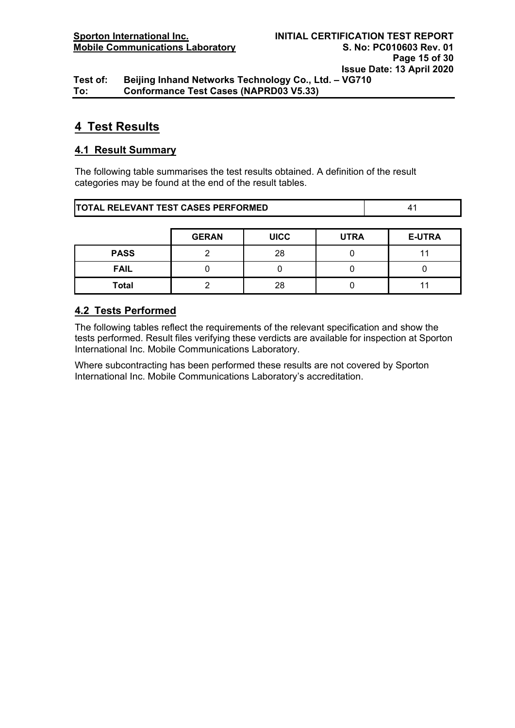# 4 Test Results

## 4.1 Result Summary

The following table summarises the test results obtained. A definition of the result categories may be found at the end of the result tables.

| TOTAL RELEVANT TEST CASES PERFORMED | 41 |
|---|---|

| | GERAN | UICC | UTRA | E-UTRA |
|---|---|---|---|---|
| **PASS** | 2 | 28 | 0 | 11 |
| **FAIL** | 0 | 0 | 0 | 0 |
| **Total** | 2 | 28 | 0 | 11 |

## 4.2 Tests Performed

The following tables reflect the requirements of the relevant specification and show the tests performed. Result files verifying these verdicts are available for inspection at Sporton International Inc. Mobile Communications Laboratory.

Where subcontracting has been performed these results are not covered by Sporton International Inc. Mobile Communications Laboratory's accreditation.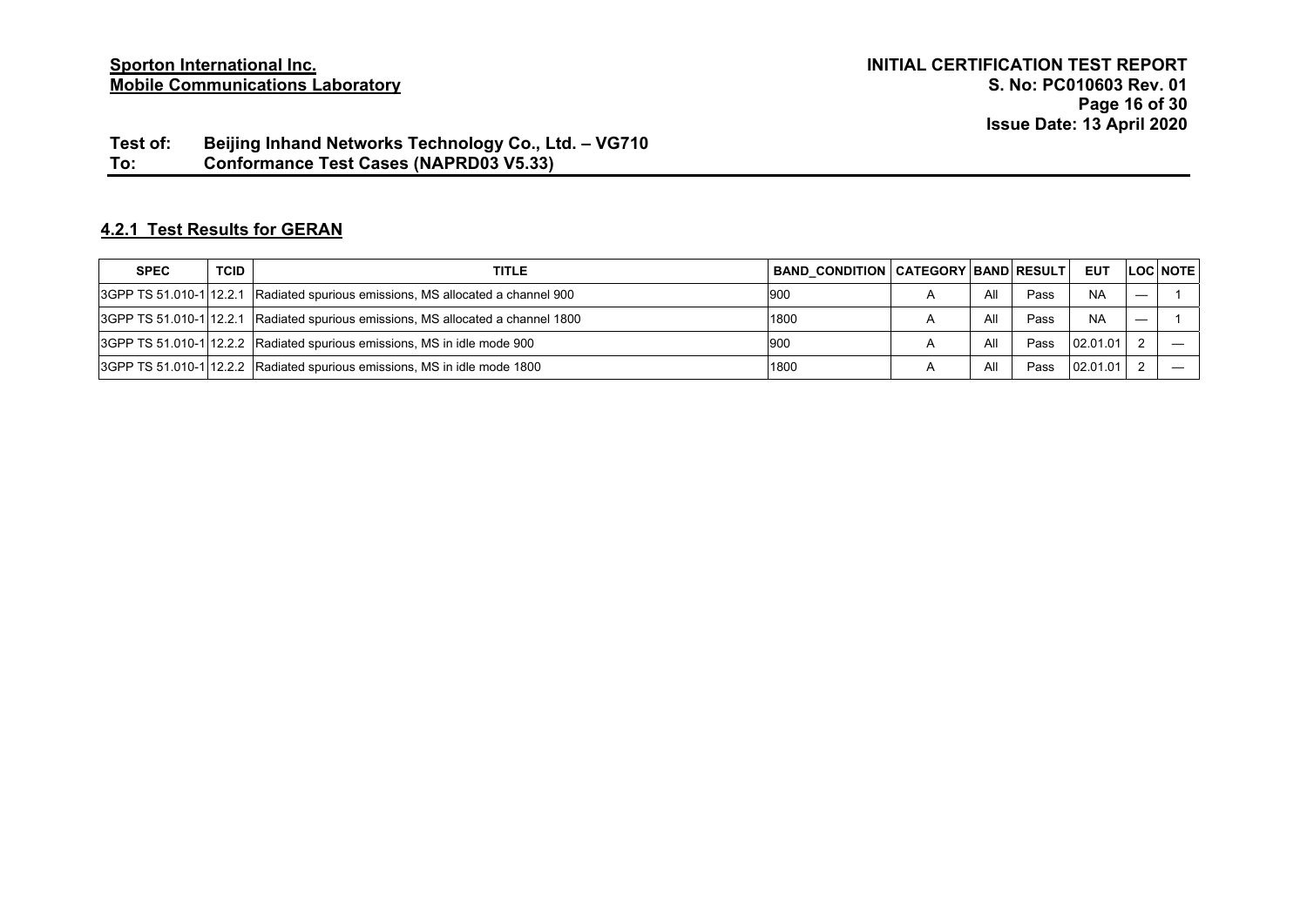#### 4.2.1 Test Results for GERAN

| SPEC | TCID | TITLE | BAND_CONDITION | CATEGORY | BAND | RESULT | EUT | LOC | NOTE |
|---|---|---|---|---|---|---|---|---|---|
| 3GPP TS 51.010-1 | 12.2.1 | Radiated spurious emissions, MS allocated a channel 900 | 900 | A | All | Pass | NA | — | 1 |
| 3GPP TS 51.010-1 | 12.2.1 | Radiated spurious emissions, MS allocated a channel 1800 | 1800 | A | All | Pass | NA | — | 1 |
| 3GPP TS 51.010-1 | 12.2.2 | Radiated spurious emissions, MS in idle mode 900 | 900 | A | All | Pass | 02.01.01 | 2 | — |
| 3GPP TS 51.010-1 | 12.2.2 | Radiated spurious emissions, MS in idle mode 1800 | 1800 | A | All | Pass | 02.01.01 | 2 | — |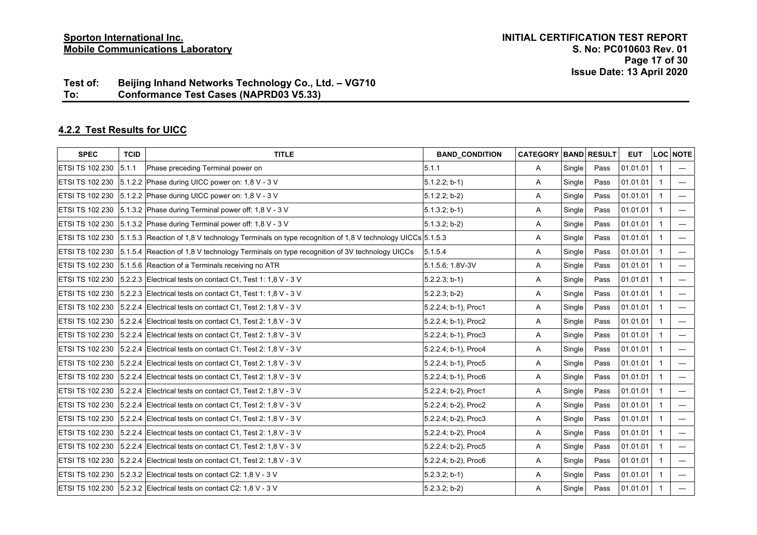#### 4.2.2 Test Results for UICC

| SPEC | TCID | TITLE | BAND_CONDITION | CATEGORY | BAND | RESULT | EUT | LOC | NOTE |
|---|---|---|---|---|---|---|---|---|---|
| ETSI TS 102 230 | 5.1.1 | Phase preceding Terminal power on | 5.1.1 | A | Single | Pass | 01.01.01 | 1 | — |
| ETSI TS 102 230 | 5.1.2.2 | Phase during UICC power on: 1,8 V - 3 V | 5.1.2.2; b-1) | A | Single | Pass | 01.01.01 | 1 | — |
| ETSI TS 102 230 | 5.1.2.2 | Phase during UICC power on: 1,8 V - 3 V | 5.1.2.2; b-2) | A | Single | Pass | 01.01.01 | 1 | — |
| ETSI TS 102 230 | 5.1.3.2 | Phase during Terminal power off: 1,8 V - 3 V | 5.1.3.2; b-1) | A | Single | Pass | 01.01.01 | 1 | — |
| ETSI TS 102 230 | 5.1.3.2 | Phase during Terminal power off: 1,8 V - 3 V | 5.1.3.2; b-2) | A | Single | Pass | 01.01.01 | 1 | — |
| ETSI TS 102 230 | 5.1.5.3 | Reaction of 1,8 V technology Terminals on type recognition of 1,8 V technology UICCs | 5.1.5.3 | A | Single | Pass | 01.01.01 | 1 | — |
| ETSI TS 102 230 | 5.1.5.4 | Reaction of 1,8 V technology Terminals on type recognition of 3V technology UICCs | 5.1.5.4 | A | Single | Pass | 01.01.01 | 1 | — |
| ETSI TS 102 230 | 5.1.5.6 | Reaction of a Terminals receiving no ATR | 5.1.5.6; 1.8V-3V | A | Single | Pass | 01.01.01 | 1 | — |
| ETSI TS 102 230 | 5.2.2.3 | Electrical tests on contact C1, Test 1: 1,8 V - 3 V | 5.2.2.3; b-1) | A | Single | Pass | 01.01.01 | 1 | — |
| ETSI TS 102 230 | 5.2.2.3 | Electrical tests on contact C1, Test 1: 1,8 V - 3 V | 5.2.2.3; b-2) | A | Single | Pass | 01.01.01 | 1 | — |
| ETSI TS 102 230 | 5.2.2.4 | Electrical tests on contact C1, Test 2: 1,8 V - 3 V | 5.2.2.4; b-1), Proc1 | A | Single | Pass | 01.01.01 | 1 | — |
| ETSI TS 102 230 | 5.2.2.4 | Electrical tests on contact C1, Test 2: 1,8 V - 3 V | 5.2.2.4; b-1), Proc2 | A | Single | Pass | 01.01.01 | 1 | — |
| ETSI TS 102 230 | 5.2.2.4 | Electrical tests on contact C1, Test 2: 1,8 V - 3 V | 5.2.2.4; b-1), Proc3 | A | Single | Pass | 01.01.01 | 1 | — |
| ETSI TS 102 230 | 5.2.2.4 | Electrical tests on contact C1, Test 2: 1,8 V - 3 V | 5.2.2.4; b-1), Proc4 | A | Single | Pass | 01.01.01 | 1 | — |
| ETSI TS 102 230 | 5.2.2.4 | Electrical tests on contact C1, Test 2: 1,8 V - 3 V | 5.2.2.4; b-1), Proc5 | A | Single | Pass | 01.01.01 | 1 | — |
| ETSI TS 102 230 | 5.2.2.4 | Electrical tests on contact C1, Test 2: 1,8 V - 3 V | 5.2.2.4; b-1), Proc6 | A | Single | Pass | 01.01.01 | 1 | — |
| ETSI TS 102 230 | 5.2.2.4 | Electrical tests on contact C1, Test 2: 1,8 V - 3 V | 5.2.2.4; b-2), Proc1 | A | Single | Pass | 01.01.01 | 1 | — |
| ETSI TS 102 230 | 5.2.2.4 | Electrical tests on contact C1, Test 2: 1,8 V - 3 V | 5.2.2.4; b-2), Proc2 | A | Single | Pass | 01.01.01 | 1 | — |
| ETSI TS 102 230 | 5.2.2.4 | Electrical tests on contact C1, Test 2: 1,8 V - 3 V | 5.2.2.4; b-2), Proc3 | A | Single | Pass | 01.01.01 | 1 | — |
| ETSI TS 102 230 | 5.2.2.4 | Electrical tests on contact C1, Test 2: 1,8 V - 3 V | 5.2.2.4; b-2), Proc4 | A | Single | Pass | 01.01.01 | 1 | — |
| ETSI TS 102 230 | 5.2.2.4 | Electrical tests on contact C1, Test 2: 1,8 V - 3 V | 5.2.2.4; b-2), Proc5 | A | Single | Pass | 01.01.01 | 1 | — |
| ETSI TS 102 230 | 5.2.2.4 | Electrical tests on contact C1, Test 2: 1,8 V - 3 V | 5.2.2.4; b-2), Proc6 | A | Single | Pass | 01.01.01 | 1 | — |
| ETSI TS 102 230 | 5.2.3.2 | Electrical tests on contact C2: 1,8 V - 3 V | 5.2.3.2; b-1) | A | Single | Pass | 01.01.01 | 1 | — |
| ETSI TS 102 230 | 5.2.3.2 | Electrical tests on contact C2: 1,8 V - 3 V | 5.2.3.2; b-2) | A | Single | Pass | 01.01.01 | 1 | — |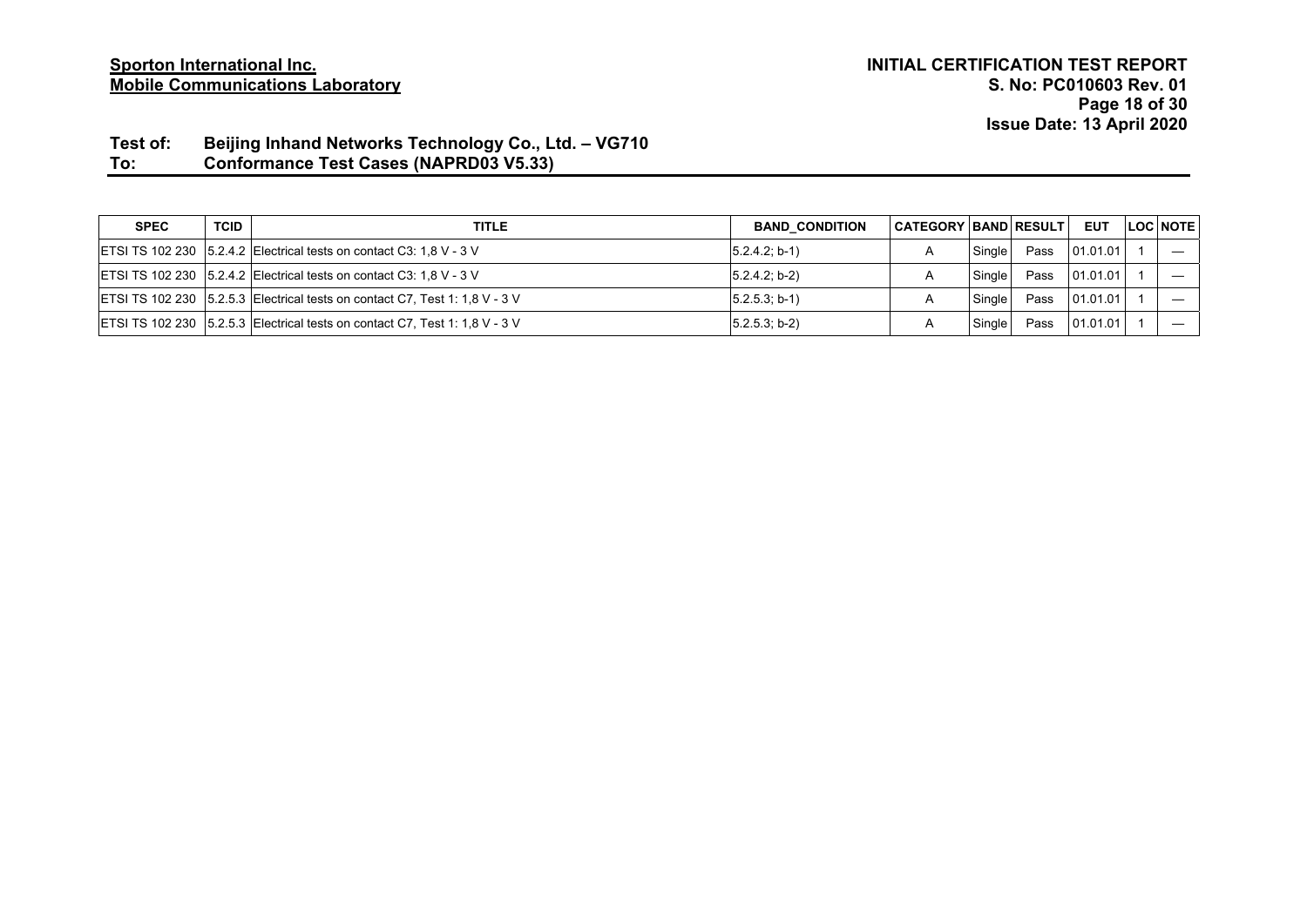**Test of:** Beijing Inhand Networks Technology Co., Ltd. – VG710
**To:** Conformance Test Cases (NAPRD03 V5.33)

| SPEC | TCID | TITLE | BAND_CONDITION | CATEGORY | BAND | RESULT | EUT | LOC | NOTE |
|---|---|---|---|---|---|---|---|---|---|
| ETSI TS 102 230 | 5.2.4.2 | Electrical tests on contact C3: 1,8 V - 3 V | (5.2.4.2; b-1) | A | Single | Pass | 01.01.01 | 1 | — |
| ETSI TS 102 230 | 5.2.4.2 | Electrical tests on contact C3: 1,8 V - 3 V | (5.2.4.2; b-2) | A | Single | Pass | 01.01.01 | 1 | — |
| ETSI TS 102 230 | 5.2.5.3 | Electrical tests on contact C7, Test 1: 1,8 V - 3 V | (5.2.5.3; b-1) | A | Single | Pass | 01.01.01 | 1 | — |
| ETSI TS 102 230 | 5.2.5.3 | Electrical tests on contact C7, Test 1: 1,8 V - 3 V | (5.2.5.3; b-2) | A | Single | Pass | 01.01.01 | 1 | — |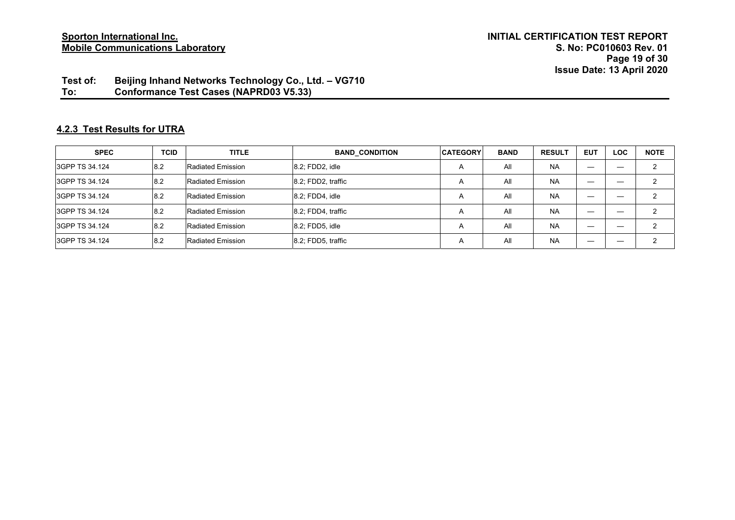**Test of: Beijing Inhand Networks Technology Co., Ltd. – VG710**
**To: Conformance Test Cases (NAPRD03 V5.33)**

### 4.2.3 Test Results for UTRA

| SPEC | TCID | TITLE | BAND_CONDITION | CATEGORY | BAND | RESULT | EUT | LOC | NOTE |
|---|---|---|---|---|---|---|---|---|---|
| 3GPP TS 34.124 | 8.2 | Radiated Emission | 8.2; FDD2, idle | A | All | NA | — | — | 2 |
| 3GPP TS 34.124 | 8.2 | Radiated Emission | 8.2; FDD2, traffic | A | All | NA | — | — | 2 |
| 3GPP TS 34.124 | 8.2 | Radiated Emission | 8.2; FDD4, idle | A | All | NA | — | — | 2 |
| 3GPP TS 34.124 | 8.2 | Radiated Emission | 8.2; FDD4, traffic | A | All | NA | — | — | 2 |
| 3GPP TS 34.124 | 8.2 | Radiated Emission | 8.2; FDD5, idle | A | All | NA | — | — | 2 |
| 3GPP TS 34.124 | 8.2 | Radiated Emission | 8.2; FDD5, traffic | A | All | NA | — | — | 2 |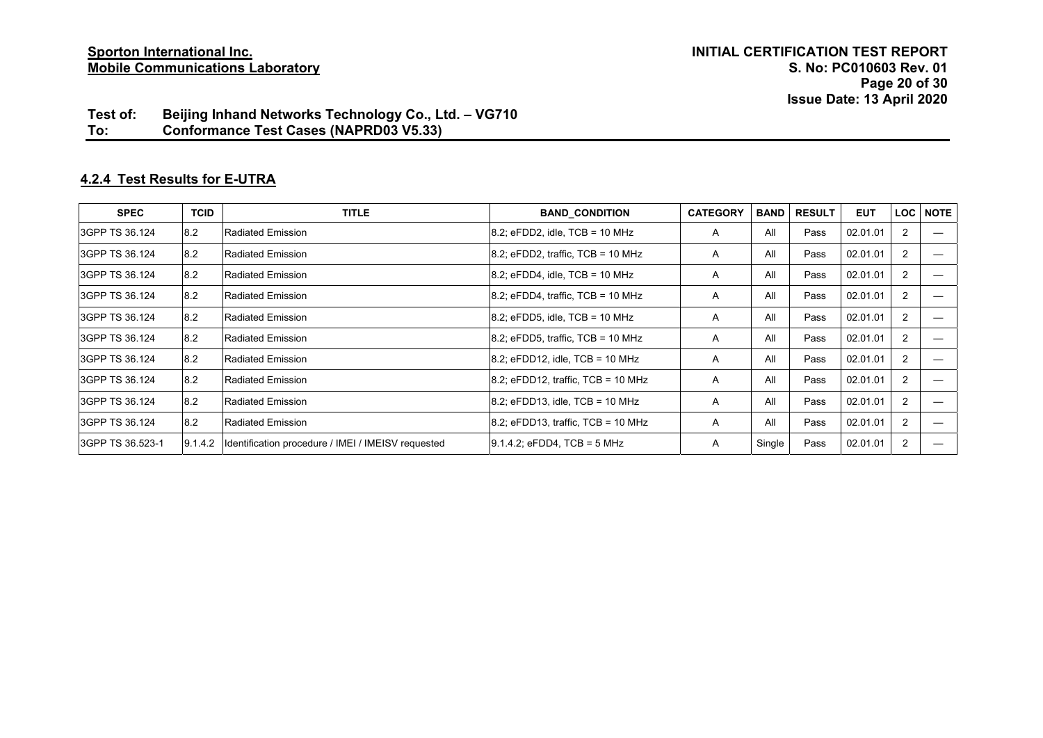#### 4.2.4 Test Results for E-UTRA

| SPEC | TCID | TITLE | BAND_CONDITION | CATEGORY | BAND | RESULT | EUT | LOC | NOTE |
|---|---|---|---|---|---|---|---|---|---|
| 3GPP TS 36.124 | 8.2 | Radiated Emission | 8.2; eFDD2, idle, TCB = 10 MHz | A | All | Pass | 02.01.01 | 2 | — |
| 3GPP TS 36.124 | 8.2 | Radiated Emission | 8.2; eFDD2, traffic, TCB = 10 MHz | A | All | Pass | 02.01.01 | 2 | — |
| 3GPP TS 36.124 | 8.2 | Radiated Emission | 8.2; eFDD4, idle, TCB = 10 MHz | A | All | Pass | 02.01.01 | 2 | — |
| 3GPP TS 36.124 | 8.2 | Radiated Emission | 8.2; eFDD4, traffic, TCB = 10 MHz | A | All | Pass | 02.01.01 | 2 | — |
| 3GPP TS 36.124 | 8.2 | Radiated Emission | 8.2; eFDD5, idle, TCB = 10 MHz | A | All | Pass | 02.01.01 | 2 | — |
| 3GPP TS 36.124 | 8.2 | Radiated Emission | 8.2; eFDD5, traffic, TCB = 10 MHz | A | All | Pass | 02.01.01 | 2 | — |
| 3GPP TS 36.124 | 8.2 | Radiated Emission | 8.2; eFDD12, idle, TCB = 10 MHz | A | All | Pass | 02.01.01 | 2 | — |
| 3GPP TS 36.124 | 8.2 | Radiated Emission | 8.2; eFDD12, traffic, TCB = 10 MHz | A | All | Pass | 02.01.01 | 2 | — |
| 3GPP TS 36.124 | 8.2 | Radiated Emission | 8.2; eFDD13, idle, TCB = 10 MHz | A | All | Pass | 02.01.01 | 2 | — |
| 3GPP TS 36.124 | 8.2 | Radiated Emission | 8.2; eFDD13, traffic, TCB = 10 MHz | A | All | Pass | 02.01.01 | 2 | — |
| 3GPP TS 36.523-1 | 9.1.4.2 | Identification procedure / IMEI / IMEISV requested | 9.1.4.2; eFDD4, TCB = 5 MHz | A | Single | Pass | 02.01.01 | 2 | — |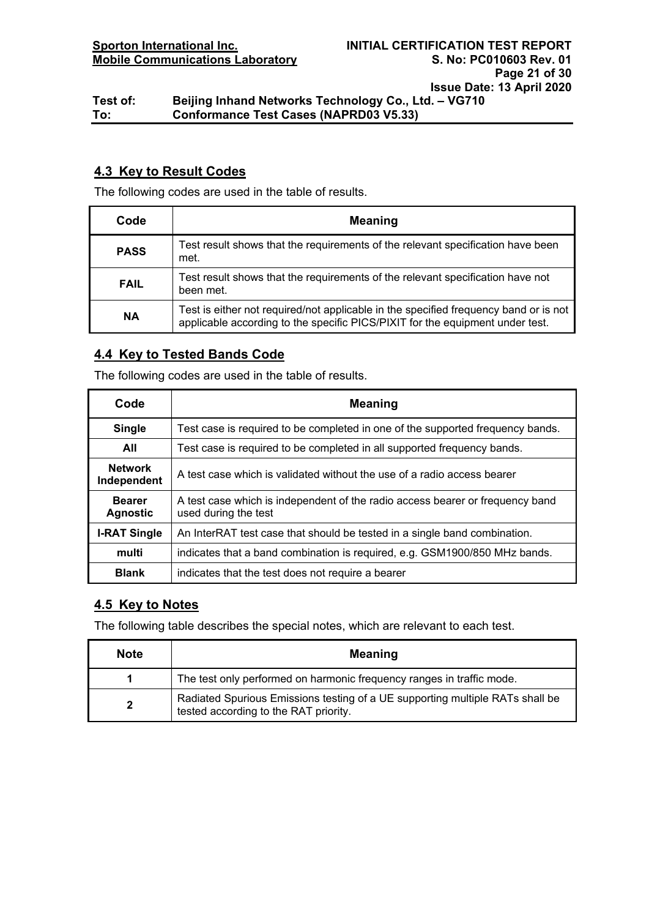## 4.3 Key to Result Codes

The following codes are used in the table of results.

| Code | Meaning |
|---|---|
| **PASS** | Test result shows that the requirements of the relevant specification have been met. |
| **FAIL** | Test result shows that the requirements of the relevant specification have not been met. |
| **NA** | Test is either not required/not applicable in the specified frequency band or is not applicable according to the specific PICS/PIXIT for the equipment under test. |

## 4.4 Key to Tested Bands Code

The following codes are used in the table of results.

| Code | Meaning |
|---|---|
| **Single** | Test case is required to be completed in one of the supported frequency bands. |
| **All** | Test case is required to be completed in all supported frequency bands. |
| **Network Independent** | A test case which is validated without the use of a radio access bearer |
| **Bearer Agnostic** | A test case which is independent of the radio access bearer or frequency band used during the test |
| **I-RAT Single** | An InterRAT test case that should be tested in a single band combination. |
| **multi** | indicates that a band combination is required, e.g. GSM1900/850 MHz bands. |
| **Blank** | indicates that the test does not require a bearer |

## 4.5 Key to Notes

The following table describes the special notes, which are relevant to each test.

| Note | Meaning |
|---|---|
| **1** | The test only performed on harmonic frequency ranges in traffic mode. |
| **2** | Radiated Spurious Emissions testing of a UE supporting multiple RATs shall be tested according to the RAT priority. |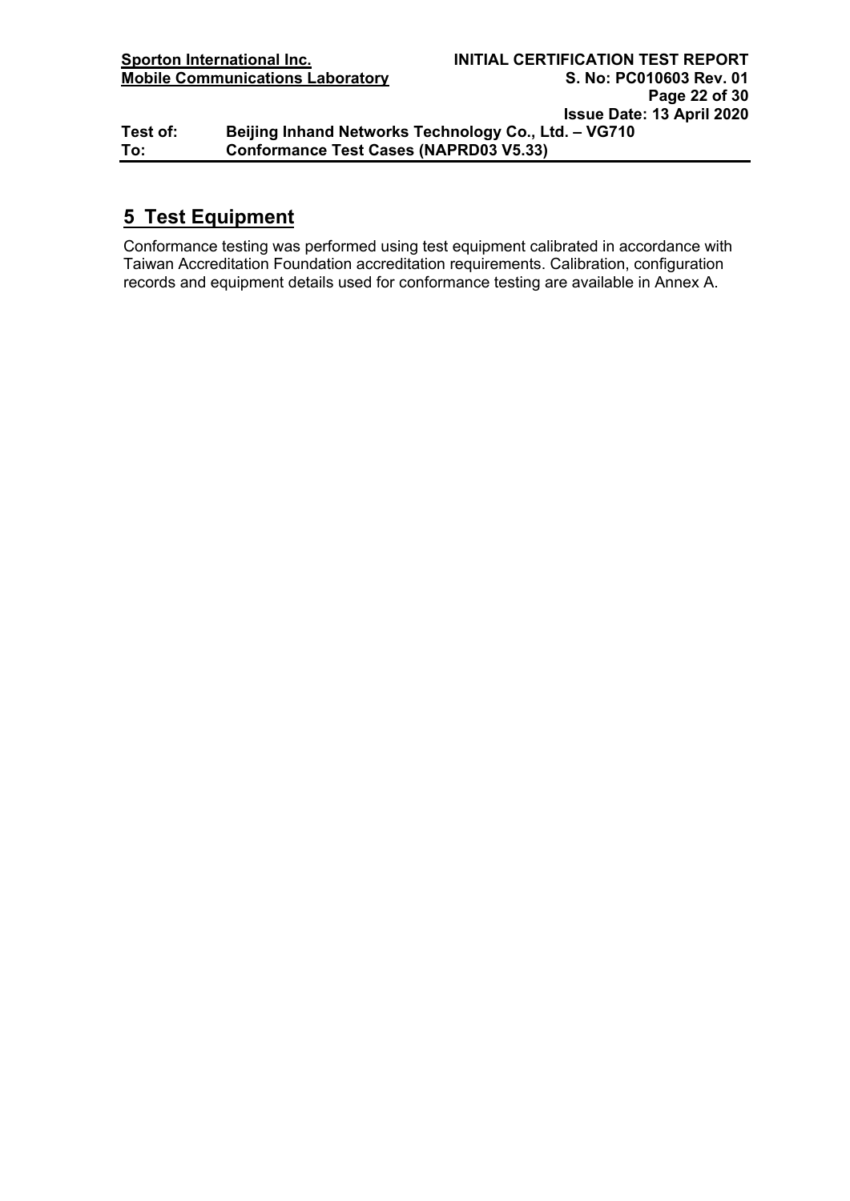# 5 Test Equipment

Conformance testing was performed using test equipment calibrated in accordance with Taiwan Accreditation Foundation accreditation requirements. Calibration, configuration records and equipment details used for conformance testing are available in Annex A.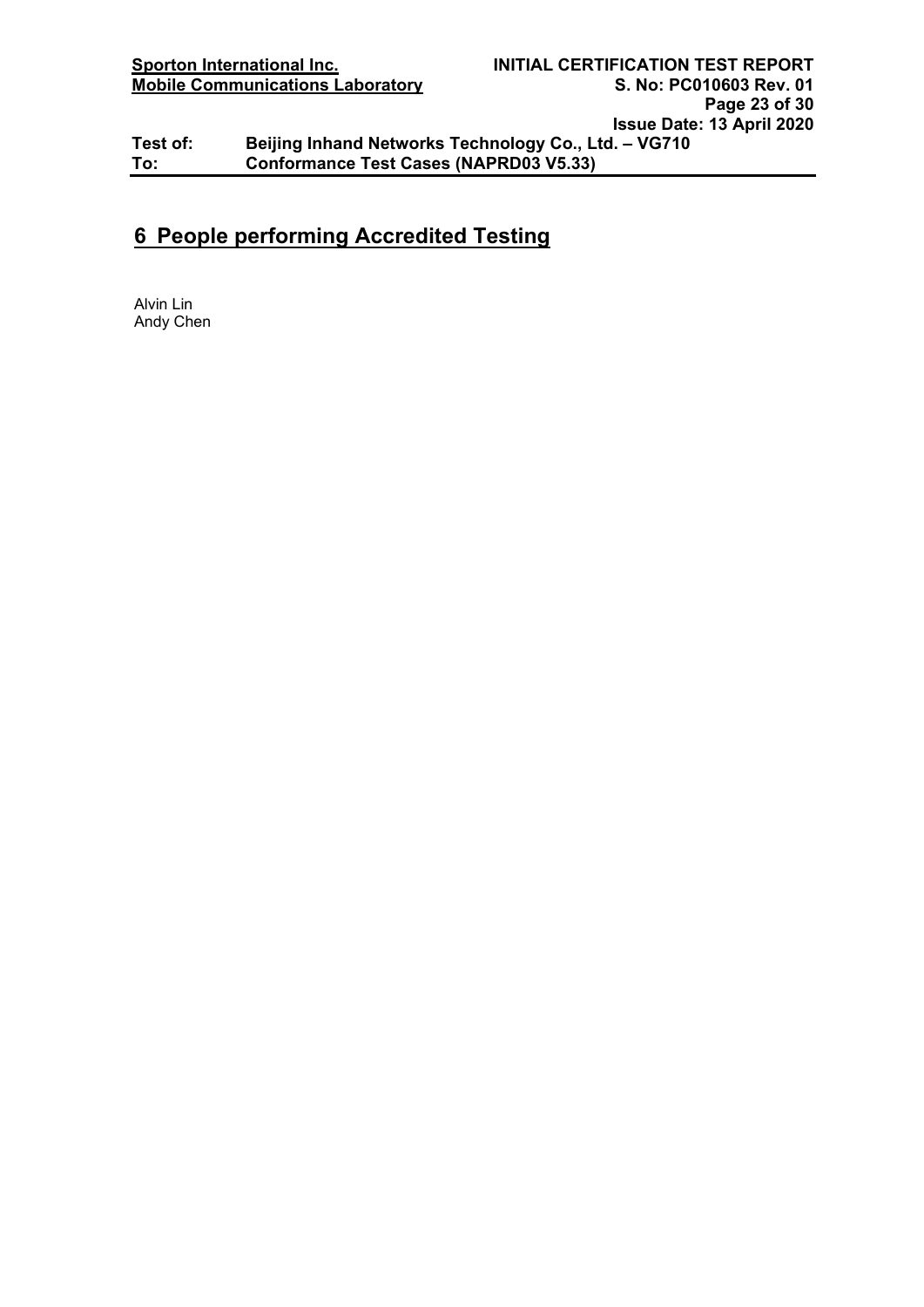## 6 People performing Accredited Testing

Alvin Lin
Andy Chen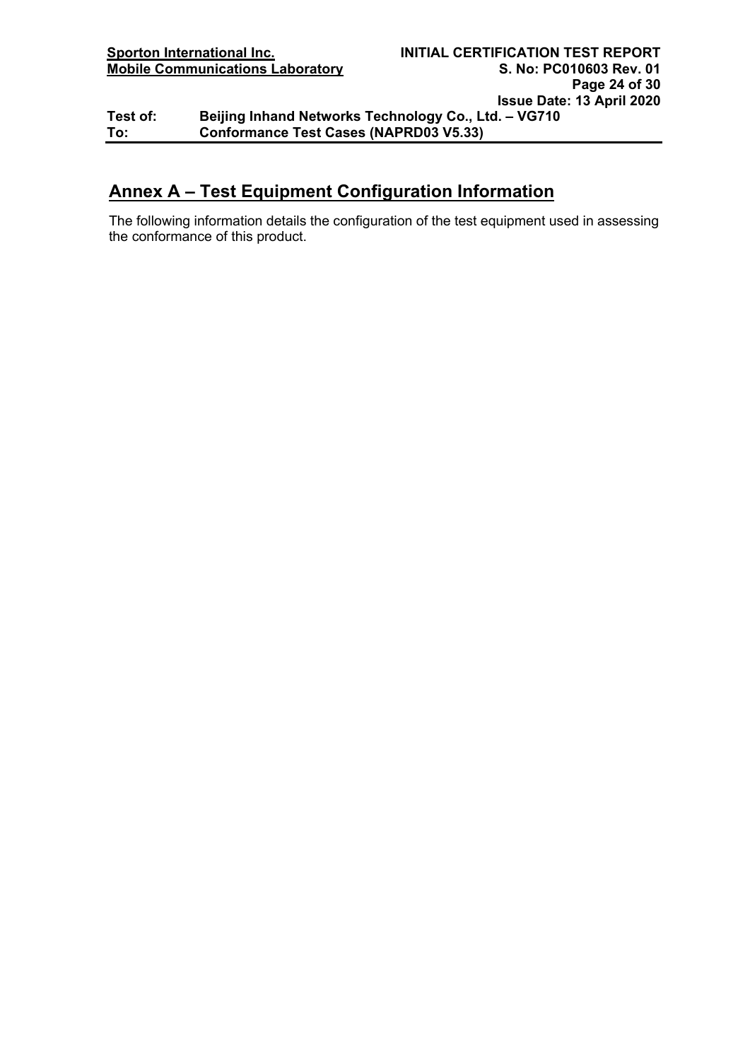## Annex A – Test Equipment Configuration Information

The following information details the configuration of the test equipment used in assessing the conformance of this product.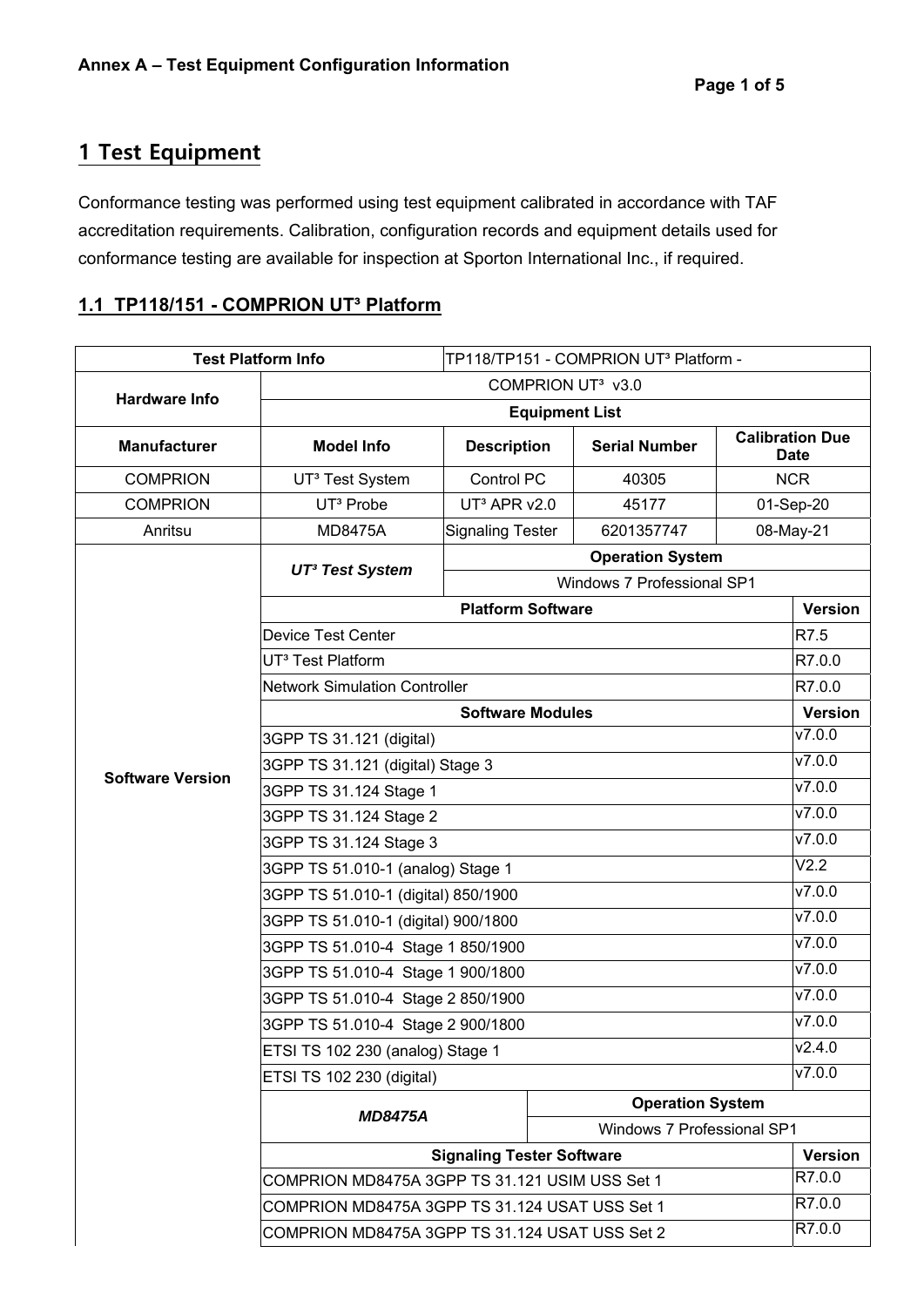**Annex A – Test Equipment Configuration Information**

# 1 Test Equipment

Conformance testing was performed using test equipment calibrated in accordance with TAF accreditation requirements. Calibration, configuration records and equipment details used for conformance testing are available for inspection at Sporton International Inc., if required.

## 1.1 TP118/151 - COMPRION UT³ Platform

| Test Platform Info | | TP118/TP151 - COMPRION UT³ Platform - | | |
|---|---|---|---|---|
| Hardware Info | COMPRION UT³ v3.0 | | | |
| | Equipment List | | | |
| Manufacturer | Model Info | Description | Serial Number | Calibration Due Date |
| COMPRION | UT³ Test System | Control PC | 40305 | NCR |
| COMPRION | UT³ Probe | UT³ APR v2.0 | 45177 | 01-Sep-20 |
| Anritsu | MD8475A | Signaling Tester | 6201357747 | 08-May-21 |
| Software Version | *UT³ Test System* | Operation System | | |
| | | Windows 7 Professional SP1 | | |
| | Platform Software | | | Version |
| | Device Test Center | | | R7.5 |
| | UT³ Test Platform | | | R7.0.0 |
| | Network Simulation Controller | | | R7.0.0 |
| | Software Modules | | | Version |
| | 3GPP TS 31.121 (digital) | | | v7.0.0 |
| | 3GPP TS 31.121 (digital) Stage 3 | | | v7.0.0 |
| | 3GPP TS 31.124 Stage 1 | | | v7.0.0 |
| | 3GPP TS 31.124 Stage 2 | | | v7.0.0 |
| | 3GPP TS 31.124 Stage 3 | | | v7.0.0 |
| | 3GPP TS 51.010-1 (analog) Stage 1 | | | V2.2 |
| | 3GPP TS 51.010-1 (digital) 850/1900 | | | v7.0.0 |
| | 3GPP TS 51.010-1 (digital) 900/1800 | | | v7.0.0 |
| | 3GPP TS 51.010-4 Stage 1 850/1900 | | | v7.0.0 |
| | 3GPP TS 51.010-4 Stage 1 900/1800 | | | v7.0.0 |
| | 3GPP TS 51.010-4 Stage 2 850/1900 | | | v7.0.0 |
| | 3GPP TS 51.010-4 Stage 2 900/1800 | | | v7.0.0 |
| | ETSI TS 102 230 (analog) Stage 1 | | | v2.4.0 |
| | ETSI TS 102 230 (digital) | | | v7.0.0 |
| | *MD8475A* | | Operation System | |
| | | | Windows 7 Professional SP1 | |
| | Signaling Tester Software | | | Version |
| | COMPRION MD8475A 3GPP TS 31.121 USIM USS Set 1 | | | R7.0.0 |
| | COMPRION MD8475A 3GPP TS 31.124 USAT USS Set 1 | | | R7.0.0 |
| | COMPRION MD8475A 3GPP TS 31.124 USAT USS Set 2 | | | R7.0.0 |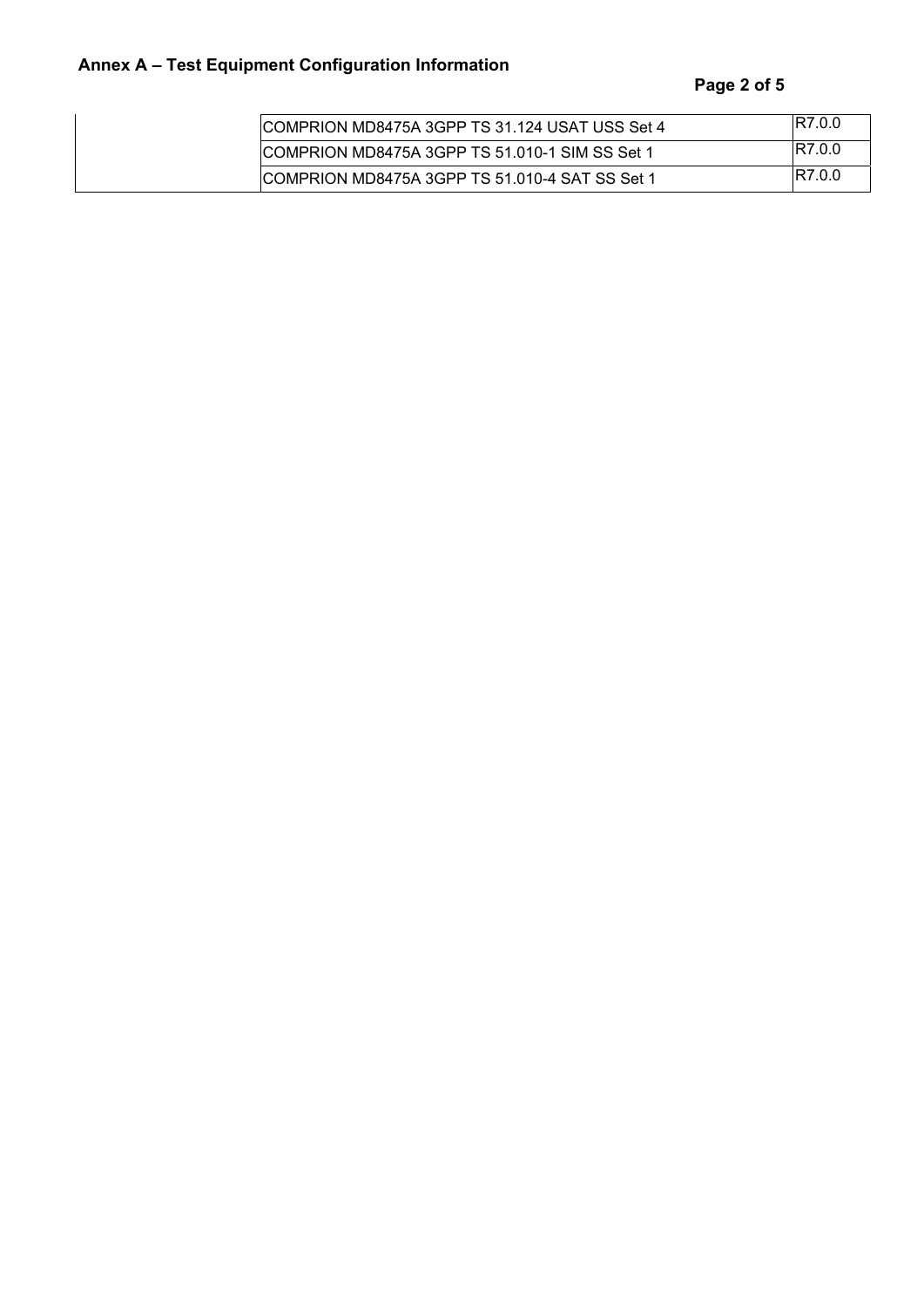## Annex A – Test Equipment Configuration Information

| | | |
|---|---|---|
| | COMPRION MD8475A 3GPP TS 31.124 USAT USS Set 4 | R7.0.0 |
| | COMPRION MD8475A 3GPP TS 51.010-1 SIM SS Set 1 | R7.0.0 |
| | COMPRION MD8475A 3GPP TS 51.010-4 SAT SS Set 1 | R7.0.0 |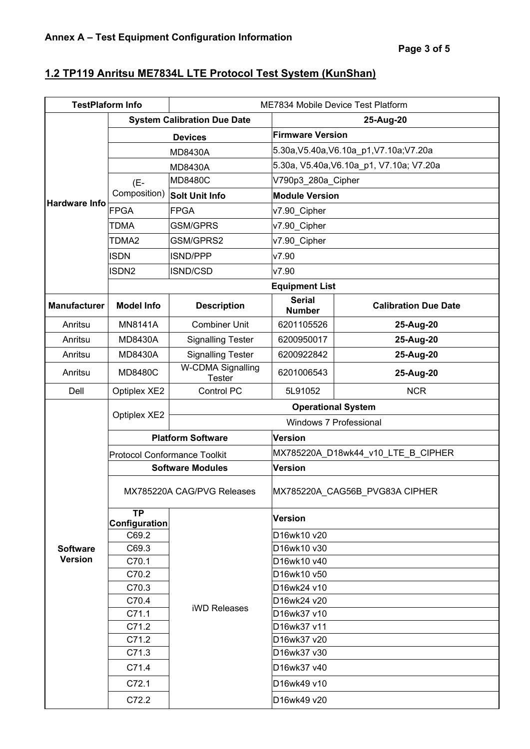**Annex A – Test Equipment Configuration Information**

## 1.2 TP119 Anritsu ME7834L LTE Protocol Test System (KunShan)

| TestPlaform Info | | ME7834 Mobile Device Test Platform | | |
|---|---|---|---|---|
| Hardware Info | System Calibration Due Date | | 25-Aug-20 | |
| | Devices | | Firmware Version | |
| | | MD8430A | 5.30a,V5.40a,V6.10a_p1,V7.10a;V7.20a | |
| | | MD8430A | 5.30a, V5.40a,V6.10a_p1, V7.10a; V7.20a | |
| | (E-Composition) | MD8480C | V790p3_280a_Cipher | |
| | | Solt Unit Info | Module Version | |
| | FPGA | FPGA | v7.90_Cipher | |
| | TDMA | GSM/GPRS | v7.90_Cipher | |
| | TDMA2 | GSM/GPRS2 | v7.90_Cipher | |
| | ISDN | ISND/PPP | v7.90 | |
| | ISDN2 | ISND/CSD | v7.90 | |
| | Equipment List | | | |
| **Manufacturer** | **Model Info** | **Description** | **Serial Number** | **Calibration Due Date** |
| Anritsu | MN8141A | Combiner Unit | 6201105526 | **25-Aug-20** |
| Anritsu | MD8430A | Signalling Tester | 6200950017 | **25-Aug-20** |
| Anritsu | MD8430A | Signalling Tester | 6200922842 | **25-Aug-20** |
| Anritsu | MD8480C | W-CDMA Signalling Tester | 6201006543 | **25-Aug-20** |
| Dell | Optiplex XE2 | Control PC | 5L91052 | NCR |
| Software Version | Optiplex XE2 | Operational System | | |
| | | Windows 7 Professional | | |
| | Platform Software | | Version | |
| | Protocol Conformance Toolkit | | MX785220A_D18wk44_v10_LTE_B_CIPHER | |
| | Software Modules | | Version | |
| | MX785220A CAG/PVG Releases | | MX785220A_CAG56B_PVG83A CIPHER | |
| | TP Configuration | iWD Releases | Version | |
| | C69.2 | | D16wk10 v20 | |
| | C69.3 | | D16wk10 v30 | |
| | C70.1 | | D16wk10 v40 | |
| | C70.2 | | D16wk10 v50 | |
| | C70.3 | | D16wk24 v10 | |
| | C70.4 | | D16wk24 v20 | |
| | C71.1 | | D16wk37 v10 | |
| | C71.2 | | D16wk37 v11 | |
| | C71.2 | | D16wk37 v20 | |
| | C71.3 | | D16wk37 v30 | |
| | C71.4 | | D16wk37 v40 | |
| | C72.1 | | D16wk49 v10 | |
| | C72.2 | | D16wk49 v20 | |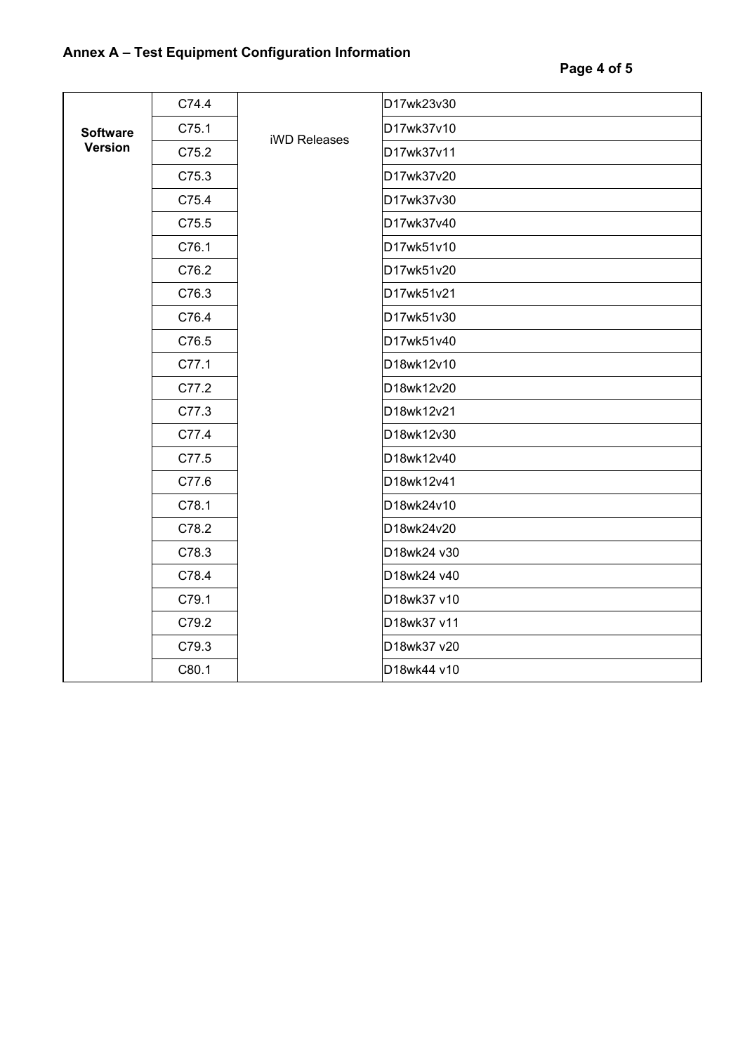## Annex A – Test Equipment Configuration Information

| | | | |
|---|---|---|---|
| **Software Version** | C74.4 | iWD Releases | D17wk23v30 |
| | C75.1 | | D17wk37v10 |
| | C75.2 | | D17wk37v11 |
| | C75.3 | | D17wk37v20 |
| | C75.4 | | D17wk37v30 |
| | C75.5 | | D17wk37v40 |
| | C76.1 | | D17wk51v10 |
| | C76.2 | | D17wk51v20 |
| | C76.3 | | D17wk51v21 |
| | C76.4 | | D17wk51v30 |
| | C76.5 | | D17wk51v40 |
| | C77.1 | | D18wk12v10 |
| | C77.2 | | D18wk12v20 |
| | C77.3 | | D18wk12v21 |
| | C77.4 | | D18wk12v30 |
| | C77.5 | | D18wk12v40 |
| | C77.6 | | D18wk12v41 |
| | C78.1 | | D18wk24v10 |
| | C78.2 | | D18wk24v20 |
| | C78.3 | | D18wk24 v30 |
| | C78.4 | | D18wk24 v40 |
| | C79.1 | | D18wk37 v10 |
| | C79.2 | | D18wk37 v11 |
| | C79.3 | | D18wk37 v20 |
| | C80.1 | | D18wk44 v10 |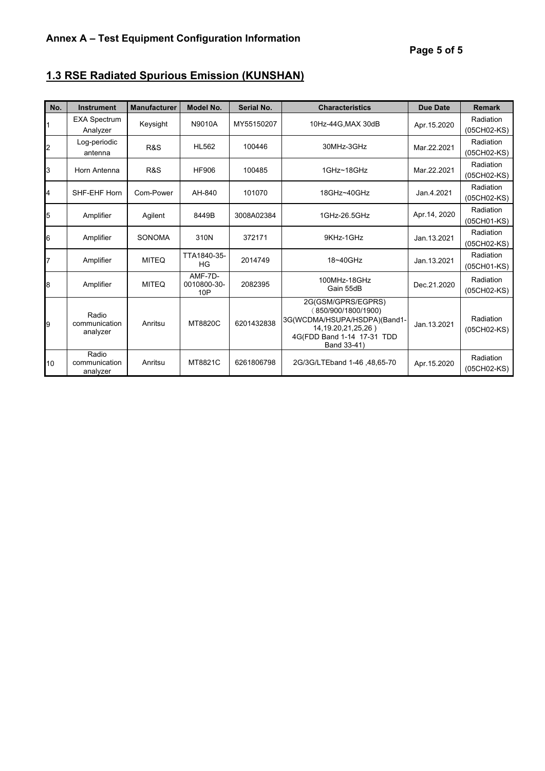## Annex A – Test Equipment Configuration Information

### 1.3 RSE Radiated Spurious Emission (KUNSHAN)

| No. | Instrument | Manufacturer | Model No. | Serial No. | Characteristics | Due Date | Remark |
|---|---|---|---|---|---|---|---|
| 1 | EXA Spectrum Analyzer | Keysight | N9010A | MY55150207 | 10Hz-44G,MAX 30dB | Apr.15.2020 | Radiation (05CH02-KS) |
| 2 | Log-periodic antenna | R&S | HL562 | 100446 | 30MHz-3GHz | Mar.22.2021 | Radiation (05CH02-KS) |
| 3 | Horn Antenna | R&S | HF906 | 100485 | 1GHz~18GHz | Mar.22.2021 | Radiation (05CH02-KS) |
| 4 | SHF-EHF Horn | Com-Power | AH-840 | 101070 | 18GHz~40GHz | Jan.4.2021 | Radiation (05CH02-KS) |
| 5 | Amplifier | Agilent | 8449B | 3008A02384 | 1GHz-26.5GHz | Apr.14, 2020 | Radiation (05CH01-KS) |
| 6 | Amplifier | SONOMA | 310N | 372171 | 9KHz-1GHz | Jan.13.2021 | Radiation (05CH02-KS) |
| 7 | Amplifier | MITEQ | TTA1840-35-HG | 2014749 | 18~40GHz | Jan.13.2021 | Radiation (05CH01-KS) |
| 8 | Amplifier | MITEQ | AMF-7D-0010800-30-10P | 2082395 | 100MHz-18GHz Gain 55dB | Dec.21.2020 | Radiation (05CH02-KS) |
| 9 | Radio communication analyzer | Anritsu | MT8820C | 6201432838 | 2G(GSM/GPRS/EGPRS)（850/900/1800/1900) 3G(WCDMA/HSUPA/HSDPA)(Band1-14,19.20,21,25,26 ) 4G(FDD Band 1-14 17-31 TDD Band 33-41) | Jan.13.2021 | Radiation (05CH02-KS) |
| 10 | Radio communication analyzer | Anritsu | MT8821C | 6261806798 | 2G/3G/LTEband 1-46 ,48,65-70 | Apr.15.2020 | Radiation (05CH02-KS) |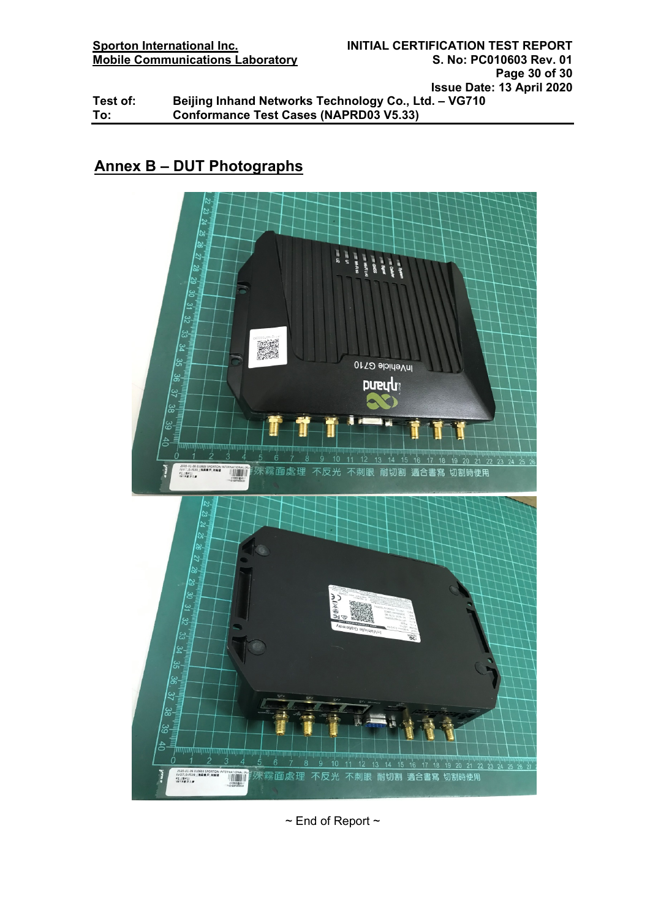## Annex B – DUT Photographs

~ End of Report ~